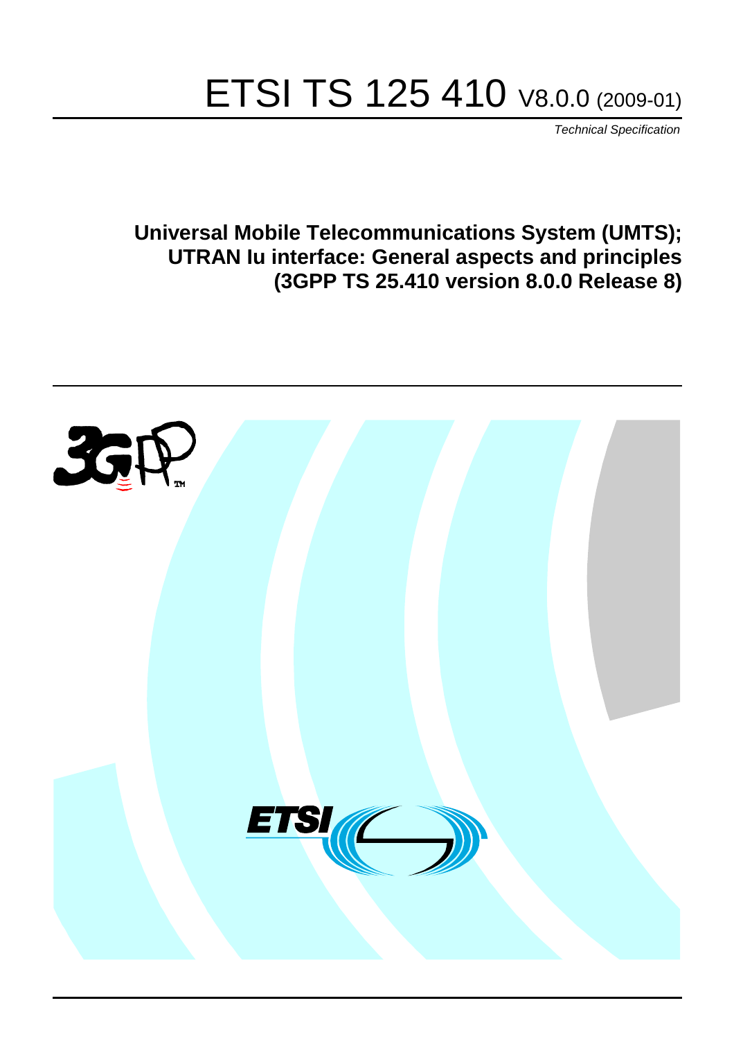# ETSI TS 125 410 V8.0.0 (2009-01)

*Technical Specification*

**Universal Mobile Telecommunications System (UMTS); UTRAN Iu interface: General aspects and principles (3GPP TS 25.410 version 8.0.0 Release 8)**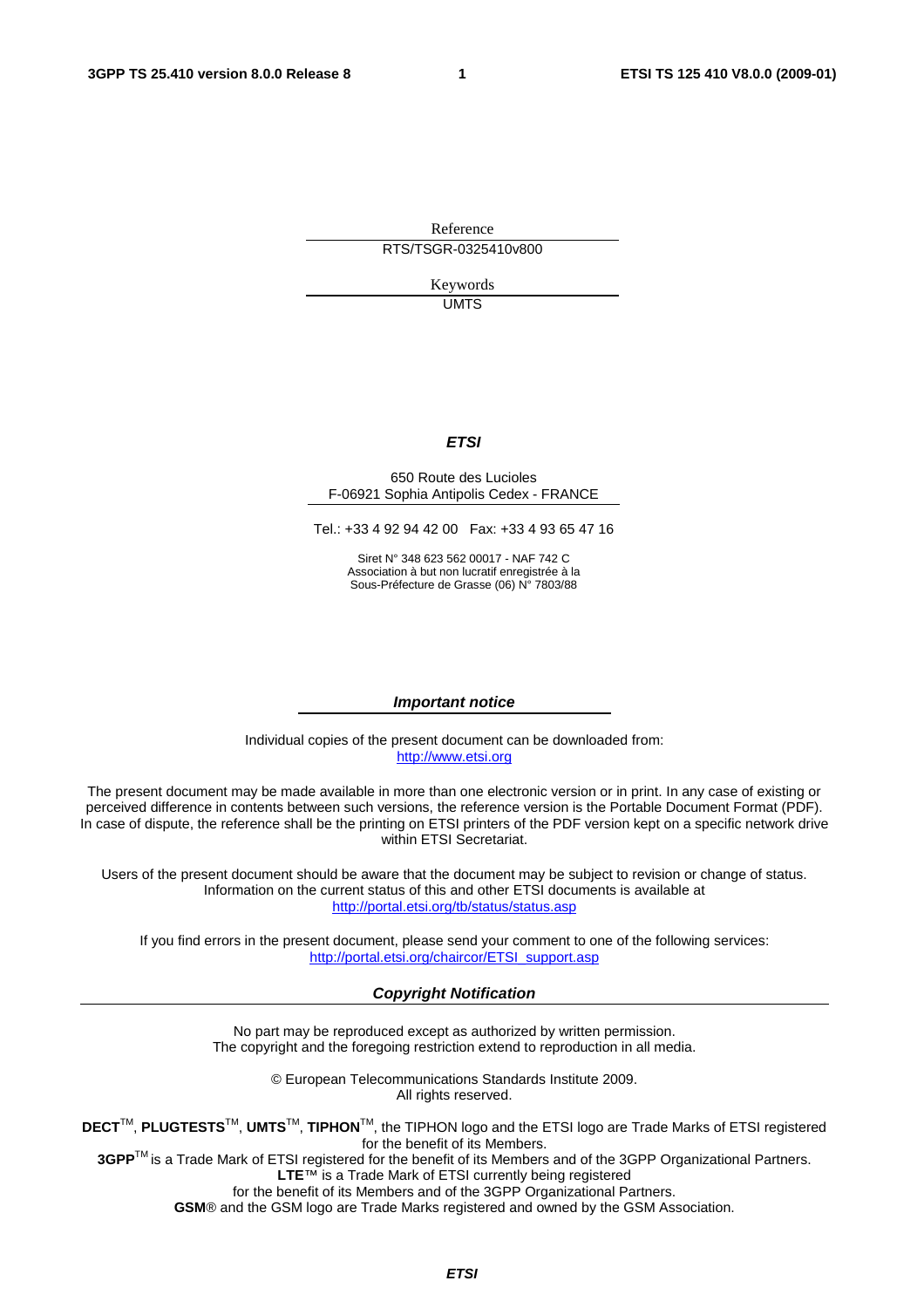Reference

RTS/TSGR-0325410v800

Keywords

UMTS

***ETSI***

650 Route des Lucioles
F-06921 Sophia Antipolis Cedex - FRANCE

Tel.: +33 4 92 94 42 00 Fax: +33 4 93 65 47 16

Siret N° 348 623 562 00017 - NAF 742 C
Association à but non lucratif enregistrée à la
Sous-Préfecture de Grasse (06) N° 7803/88

***Important notice***

Individual copies of the present document can be downloaded from:
http://www.etsi.org

The present document may be made available in more than one electronic version or in print. In any case of existing or perceived difference in contents between such versions, the reference version is the Portable Document Format (PDF). In case of dispute, the reference shall be the printing on ETSI printers of the PDF version kept on a specific network drive within ETSI Secretariat.

Users of the present document should be aware that the document may be subject to revision or change of status. Information on the current status of this and other ETSI documents is available at
http://portal.etsi.org/tb/status/status.asp

If you find errors in the present document, please send your comment to one of the following services:
http://portal.etsi.org/chaircor/ETSI_support.asp

***Copyright Notification***

No part may be reproduced except as authorized by written permission.
The copyright and the foregoing restriction extend to reproduction in all media.

© European Telecommunications Standards Institute 2009.
All rights reserved.

**DECT**TM, **PLUGTESTS**TM, **UMTS**TM, **TIPHON**TM, the TIPHON logo and the ETSI logo are Trade Marks of ETSI registered for the benefit of its Members.
**3GPP**TM is a Trade Mark of ETSI registered for the benefit of its Members and of the 3GPP Organizational Partners.
**LTE**™ is a Trade Mark of ETSI currently being registered
for the benefit of its Members and of the 3GPP Organizational Partners.
**GSM**® and the GSM logo are Trade Marks registered and owned by the GSM Association.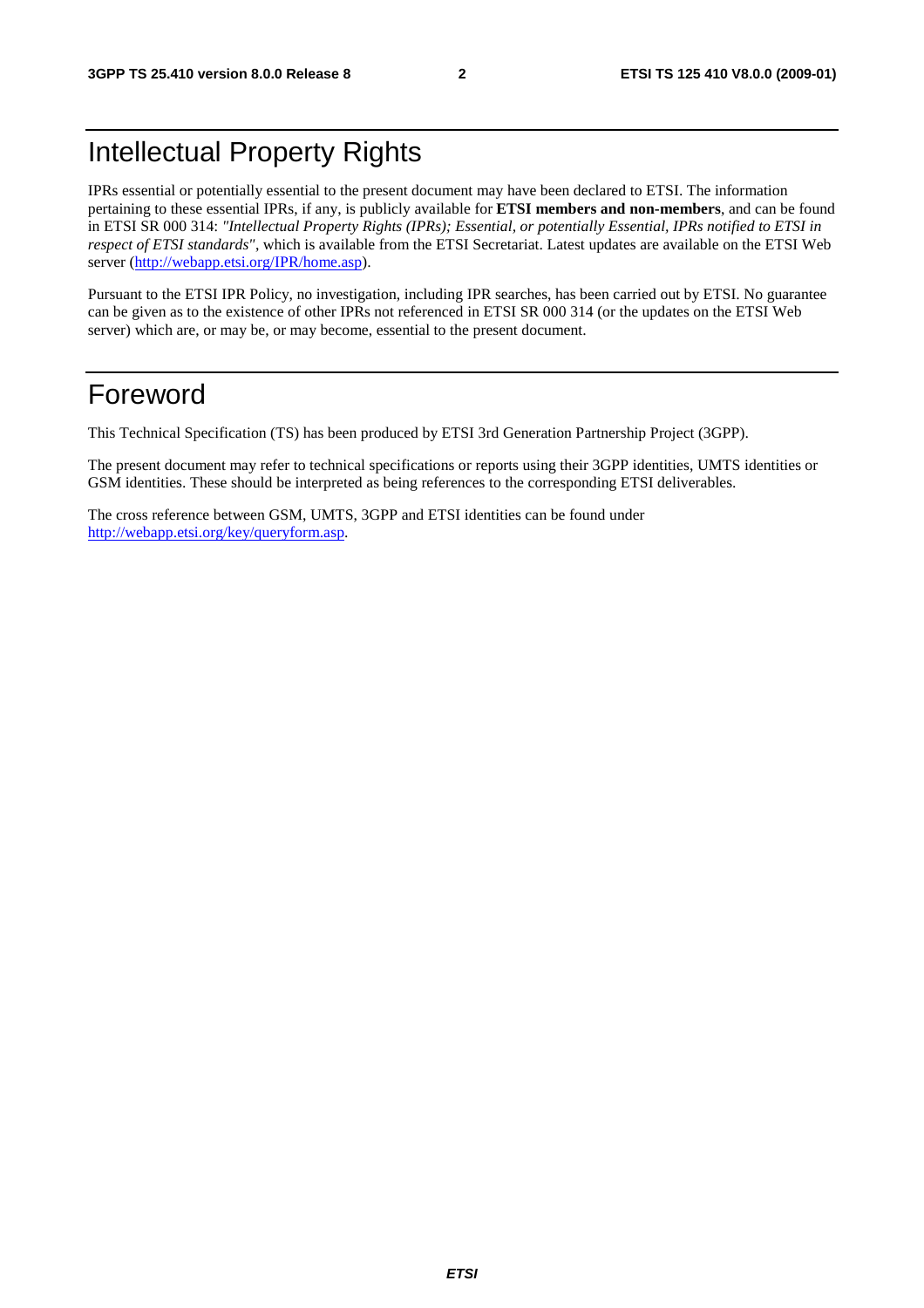# Intellectual Property Rights

IPRs essential or potentially essential to the present document may have been declared to ETSI. The information pertaining to these essential IPRs, if any, is publicly available for **ETSI members and non-members**, and can be found in ETSI SR 000 314: *"Intellectual Property Rights (IPRs); Essential, or potentially Essential, IPRs notified to ETSI in respect of ETSI standards"*, which is available from the ETSI Secretariat. Latest updates are available on the ETSI Web server (http://webapp.etsi.org/IPR/home.asp).

Pursuant to the ETSI IPR Policy, no investigation, including IPR searches, has been carried out by ETSI. No guarantee can be given as to the existence of other IPRs not referenced in ETSI SR 000 314 (or the updates on the ETSI Web server) which are, or may be, or may become, essential to the present document.

# Foreword

This Technical Specification (TS) has been produced by ETSI 3rd Generation Partnership Project (3GPP).

The present document may refer to technical specifications or reports using their 3GPP identities, UMTS identities or GSM identities. These should be interpreted as being references to the corresponding ETSI deliverables.

The cross reference between GSM, UMTS, 3GPP and ETSI identities can be found under http://webapp.etsi.org/key/queryform.asp.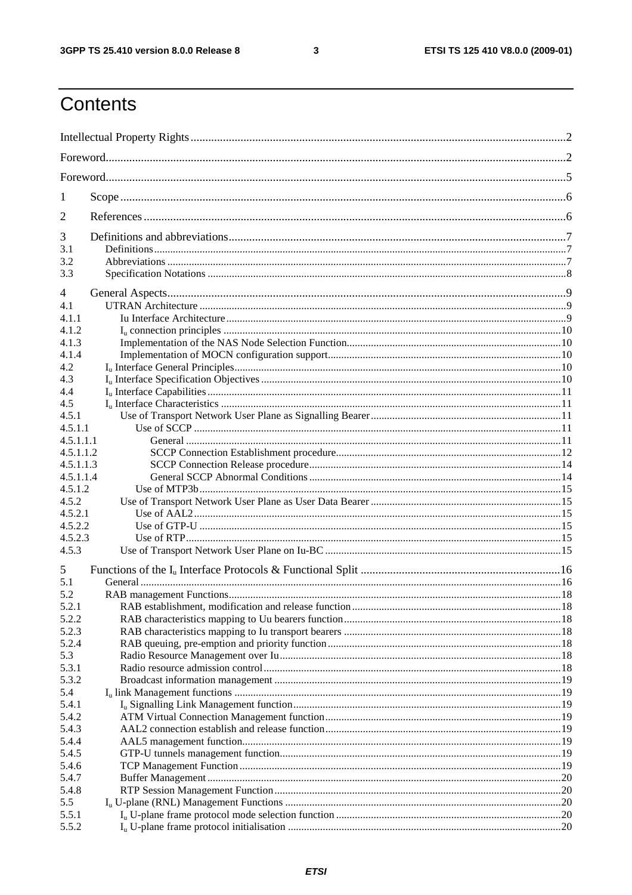# Contents

Intellectual Property Rights ..... 2

Foreword ..... 2

Foreword ..... 5

1 Scope ..... 6

2 References ..... 6

3 Definitions and abbreviations ..... 7

3.1 Definitions ..... 7

3.2 Abbreviations ..... 7

3.3 Specification Notations ..... 8

4 General Aspects ..... 9

4.1 UTRAN Architecture ..... 9

4.1.1 Iu Interface Architecture ..... 9

4.1.2 $I_u$ connection principles ..... 10

4.1.3 Implementation of the NAS Node Selection Function ..... 10

4.1.4 Implementation of MOCN configuration support ..... 10

4.2 $I_u$ Interface General Principles ..... 10

4.3 $I_u$ Interface Specification Objectives ..... 10

4.4 $I_u$ Interface Capabilities ..... 11

4.5 $I_u$ Interface Characteristics ..... 11

4.5.1 Use of Transport Network User Plane as Signalling Bearer ..... 11

4.5.1.1 Use of SCCP ..... 11

4.5.1.1.1 General ..... 11

4.5.1.1.2 SCCP Connection Establishment procedure ..... 12

4.5.1.1.3 SCCP Connection Release procedure ..... 14

4.5.1.1.4 General SCCP Abnormal Conditions ..... 14

4.5.1.2 Use of MTP3b ..... 15

4.5.2 Use of Transport Network User Plane as User Data Bearer ..... 15

4.5.2.1 Use of AAL2 ..... 15

4.5.2.2 Use of GTP-U ..... 15

4.5.2.3 Use of RTP ..... 15

4.5.3 Use of Transport Network User Plane on Iu-BC ..... 15

5 Functions of the $I_u$ Interface Protocols & Functional Split ..... 16

5.1 General ..... 16

5.2 RAB management Functions ..... 18

5.2.1 RAB establishment, modification and release function ..... 18

5.2.2 RAB characteristics mapping to Uu bearers function ..... 18

5.2.3 RAB characteristics mapping to Iu transport bearers ..... 18

5.2.4 RAB queuing, pre-emption and priority function ..... 18

5.3 Radio Resource Management over Iu ..... 18

5.3.1 Radio resource admission control ..... 18

5.3.2 Broadcast information management ..... 19

5.4 $I_u$ link Management functions ..... 19

5.4.1 $I_u$ Signalling Link Management function ..... 19

5.4.2 ATM Virtual Connection Management function ..... 19

5.4.3 AAL2 connection establish and release function ..... 19

5.4.4 AAL5 management function ..... 19

5.4.5 GTP-U tunnels management function ..... 19

5.4.6 TCP Management Function ..... 19

5.4.7 Buffer Management ..... 20

5.4.8 RTP Session Management Function ..... 20

5.5 $I_u$ U-plane (RNL) Management Functions ..... 20

5.5.1 $I_u$ U-plane frame protocol mode selection function ..... 20

5.5.2 $I_u$ U-plane frame protocol initialisation ..... 20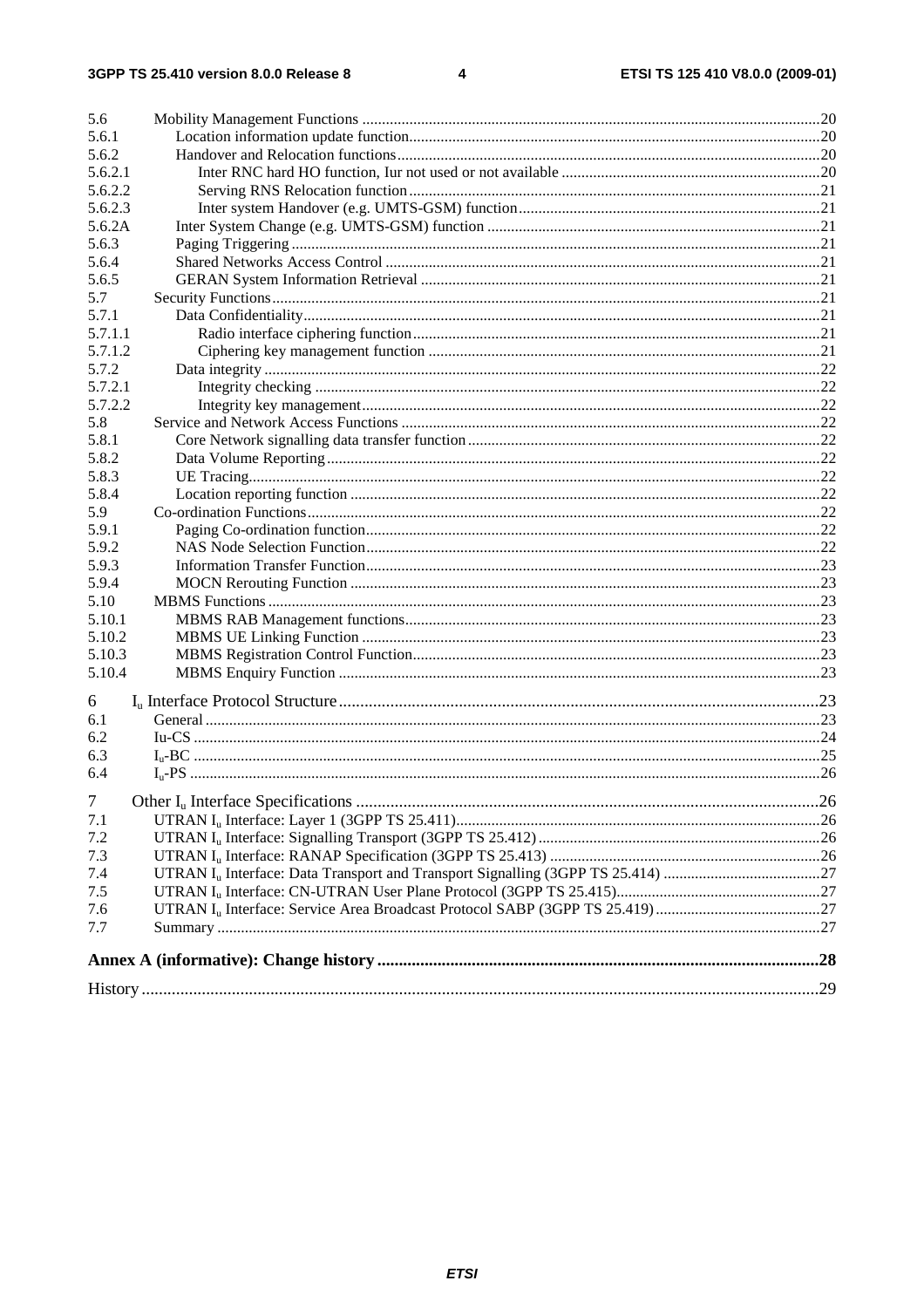5.6 Mobility Management Functions ....................................................................................................................20
5.6.1 Location information update function........................................................................................................20
5.6.2 Handover and Relocation functions...........................................................................................................20
5.6.2.1 Inter RNC hard HO function, Iur not used or not available .................................................................20
5.6.2.2 Serving RNS Relocation function ........................................................................................................21
5.6.2.3 Inter system Handover (e.g. UMTS-GSM) function............................................................................21
5.6.2A Inter System Change (e.g. UMTS-GSM) function ....................................................................................21
5.6.3 Paging Triggering ......................................................................................................................................21
5.6.4 Shared Networks Access Control ..............................................................................................................21
5.6.5 GERAN System Information Retrieval .....................................................................................................21
5.7 Security Functions...........................................................................................................................................21
5.7.1 Data Confidentiality...................................................................................................................................21
5.7.1.1 Radio interface ciphering function.......................................................................................................21
5.7.1.2 Ciphering key management function ...................................................................................................21
5.7.2 Data integrity .............................................................................................................................................22
5.7.2.1 Integrity checking ................................................................................................................................22
5.7.2.2 Integrity key management....................................................................................................................22
5.8 Service and Network Access Functions ..........................................................................................................22
5.8.1 Core Network signalling data transfer function.........................................................................................22
5.8.2 Data Volume Reporting.............................................................................................................................22
5.8.3 UE Tracing.................................................................................................................................................22
5.8.4 Location reporting function .......................................................................................................................22
5.9 Co-ordination Functions..................................................................................................................................22
5.9.1 Paging Co-ordination function...................................................................................................................22
5.9.2 NAS Node Selection Function...................................................................................................................22
5.9.3 Information Transfer Function...................................................................................................................23
5.9.4 MOCN Rerouting Function .......................................................................................................................23
5.10 MBMS Functions ............................................................................................................................................23
5.10.1 MBMS RAB Management functions.........................................................................................................23
5.10.2 MBMS UE Linking Function ....................................................................................................................23
5.10.3 MBMS Registration Control Function.......................................................................................................23
5.10.4 MBMS Enquiry Function ..........................................................................................................................23

6 $I_u$ Interface Protocol Structure................................................................................................................23
6.1 General ............................................................................................................................................................23
6.2 Iu-CS ...............................................................................................................................................................24
6.3 $I_u$-BC ..............................................................................................................................................................25
6.4 $I_u$-PS ...............................................................................................................................................................26

7 Other $I_u$ Interface Specifications ...........................................................................................................26
7.1 UTRAN $I_u$ Interface: Layer 1 (3GPP TS 25.411)............................................................................................26
7.2 UTRAN $I_u$ Interface: Signalling Transport (3GPP TS 25.412)........................................................................26
7.3 UTRAN $I_u$ Interface: RANAP Specification (3GPP TS 25.413) .....................................................................26
7.4 UTRAN $I_u$ Interface: Data Transport and Transport Signalling (3GPP TS 25.414) ........................................27
7.5 UTRAN $I_u$ Interface: CN-UTRAN User Plane Protocol (3GPP TS 25.415)...................................................27
7.6 UTRAN $I_u$ Interface: Service Area Broadcast Protocol SABP (3GPP TS 25.419)..........................................27
7.7 Summary .........................................................................................................................................................27

**Annex A (informative): Change history ......................................................................................................28**

History ............................................................................................................................................................29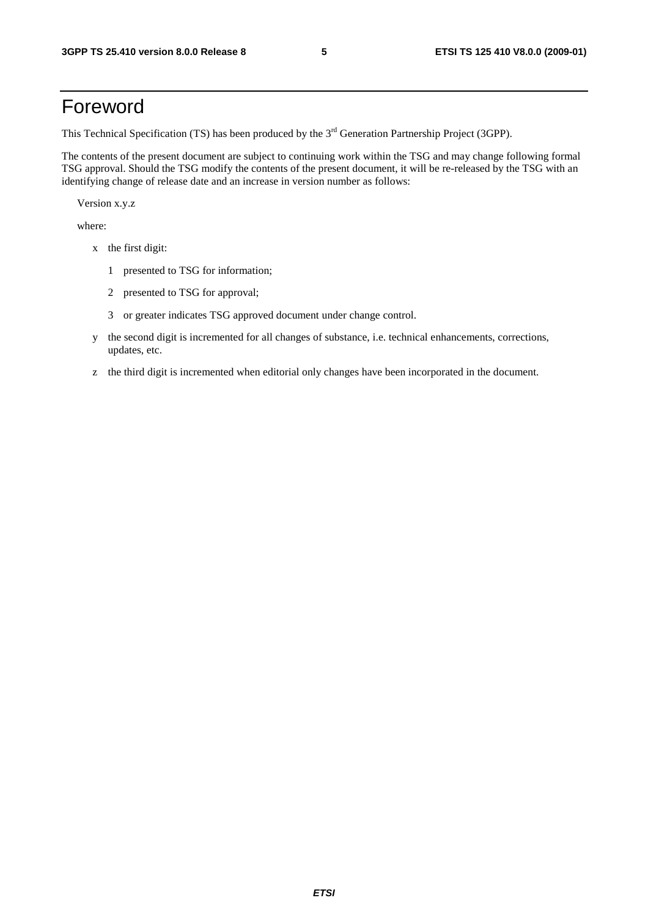# Foreword

This Technical Specification (TS) has been produced by the 3rd Generation Partnership Project (3GPP).

The contents of the present document are subject to continuing work within the TSG and may change following formal TSG approval. Should the TSG modify the contents of the present document, it will be re-released by the TSG with an identifying change of release date and an increase in version number as follows:

Version x.y.z

where:

- x the first digit:
  - 1 presented to TSG for information;
  - 2 presented to TSG for approval;
  - 3 or greater indicates TSG approved document under change control.
- y the second digit is incremented for all changes of substance, i.e. technical enhancements, corrections, updates, etc.
- z the third digit is incremented when editorial only changes have been incorporated in the document.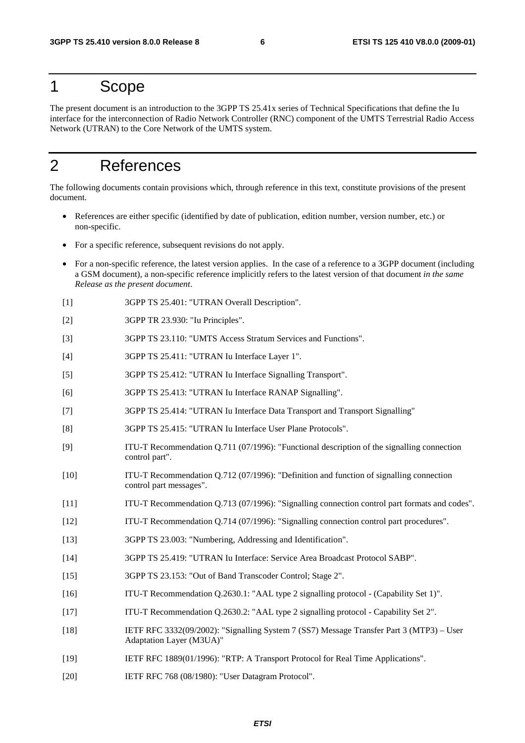# 1 Scope

The present document is an introduction to the 3GPP TS 25.41x series of Technical Specifications that define the Iu interface for the interconnection of Radio Network Controller (RNC) component of the UMTS Terrestrial Radio Access Network (UTRAN) to the Core Network of the UMTS system.

# 2 References

The following documents contain provisions which, through reference in this text, constitute provisions of the present document.

- References are either specific (identified by date of publication, edition number, version number, etc.) or non-specific.
- For a specific reference, subsequent revisions do not apply.
- For a non-specific reference, the latest version applies. In the case of a reference to a 3GPP document (including a GSM document), a non-specific reference implicitly refers to the latest version of that document *in the same Release as the present document*.

[1] 3GPP TS 25.401: "UTRAN Overall Description".

[2] 3GPP TR 23.930: "Iu Principles".

[3] 3GPP TS 23.110: "UMTS Access Stratum Services and Functions".

[4] 3GPP TS 25.411: "UTRAN Iu Interface Layer 1".

[5] 3GPP TS 25.412: "UTRAN Iu Interface Signalling Transport".

[6] 3GPP TS 25.413: "UTRAN Iu Interface RANAP Signalling".

[7] 3GPP TS 25.414: "UTRAN Iu Interface Data Transport and Transport Signalling"

[8] 3GPP TS 25.415: "UTRAN Iu Interface User Plane Protocols".

[9] ITU-T Recommendation Q.711 (07/1996): "Functional description of the signalling connection control part".

[10] ITU-T Recommendation Q.712 (07/1996): "Definition and function of signalling connection control part messages".

[11] ITU-T Recommendation Q.713 (07/1996): "Signalling connection control part formats and codes".

[12] ITU-T Recommendation Q.714 (07/1996): "Signalling connection control part procedures".

[13] 3GPP TS 23.003: "Numbering, Addressing and Identification".

[14] 3GPP TS 25.419: "UTRAN Iu Interface: Service Area Broadcast Protocol SABP".

[15] 3GPP TS 23.153: "Out of Band Transcoder Control; Stage 2".

[16] ITU-T Recommendation Q.2630.1: "AAL type 2 signalling protocol - (Capability Set 1)".

[17] ITU-T Recommendation Q.2630.2: "AAL type 2 signalling protocol - Capability Set 2".

[18] IETF RFC 3332(09/2002): "Signalling System 7 (SS7) Message Transfer Part 3 (MTP3) – User Adaptation Layer (M3UA)"

[19] IETF RFC 1889(01/1996): "RTP: A Transport Protocol for Real Time Applications".

[20] IETF RFC 768 (08/1980): "User Datagram Protocol".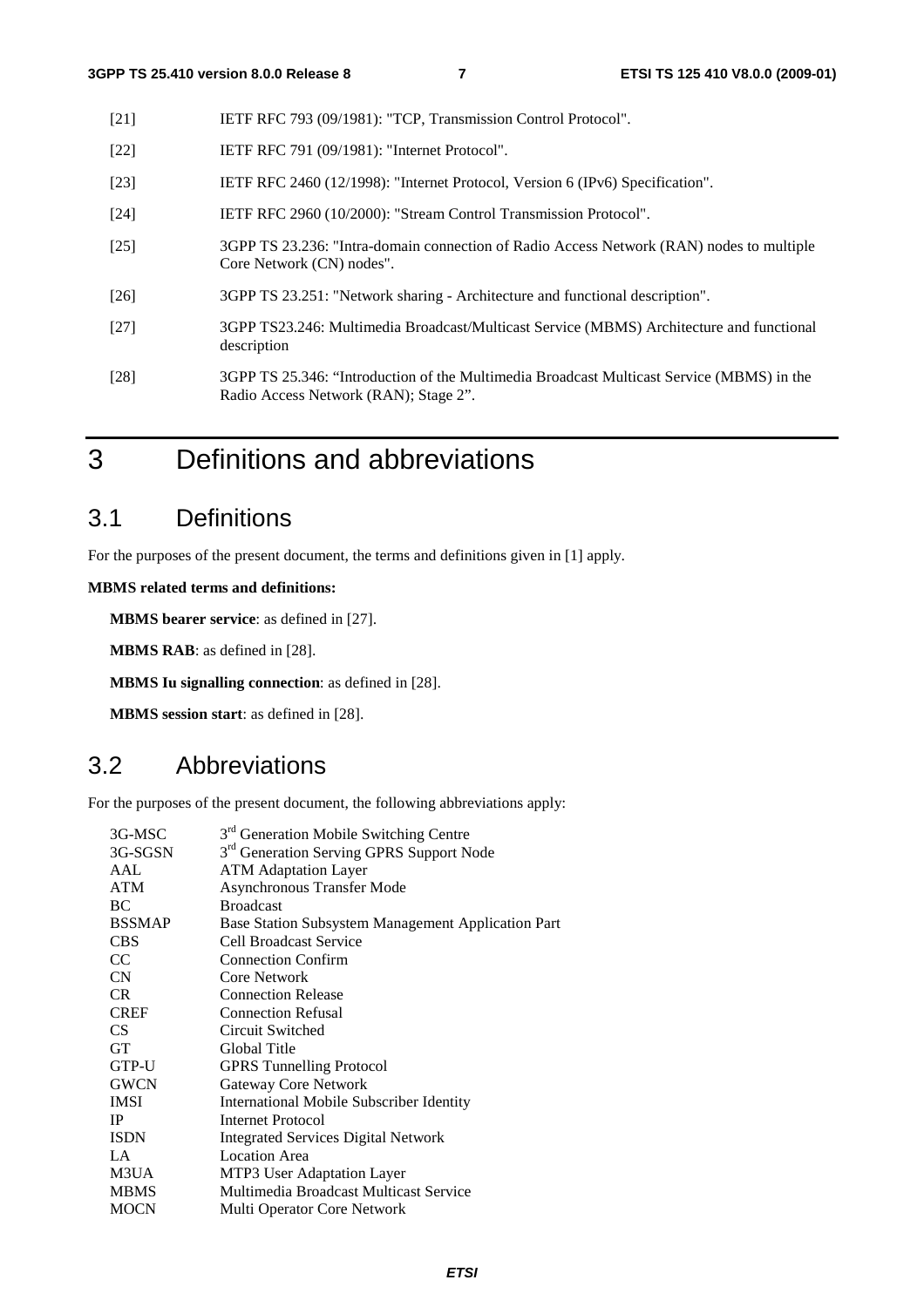[21] IETF RFC 793 (09/1981): "TCP, Transmission Control Protocol".

[22] IETF RFC 791 (09/1981): "Internet Protocol".

[23] IETF RFC 2460 (12/1998): "Internet Protocol, Version 6 (IPv6) Specification".

[24] IETF RFC 2960 (10/2000): "Stream Control Transmission Protocol".

[25] 3GPP TS 23.236: "Intra-domain connection of Radio Access Network (RAN) nodes to multiple Core Network (CN) nodes".

[26] 3GPP TS 23.251: "Network sharing - Architecture and functional description".

[27] 3GPP TS23.246: Multimedia Broadcast/Multicast Service (MBMS) Architecture and functional description

[28] 3GPP TS 25.346: "Introduction of the Multimedia Broadcast Multicast Service (MBMS) in the Radio Access Network (RAN); Stage 2".

# 3 Definitions and abbreviations

## 3.1 Definitions

For the purposes of the present document, the terms and definitions given in [1] apply.

**MBMS related terms and definitions:**

**MBMS bearer service**: as defined in [27].

**MBMS RAB**: as defined in [28].

**MBMS Iu signalling connection**: as defined in [28].

**MBMS session start**: as defined in [28].

## 3.2 Abbreviations

For the purposes of the present document, the following abbreviations apply:

| | |
|---|---|
| 3G-MSC | 3rd Generation Mobile Switching Centre |
| 3G-SGSN | 3rd Generation Serving GPRS Support Node |
| AAL | ATM Adaptation Layer |
| ATM | Asynchronous Transfer Mode |
| BC | Broadcast |
| BSSMAP | Base Station Subsystem Management Application Part |
| CBS | Cell Broadcast Service |
| CC | Connection Confirm |
| CN | Core Network |
| CR | Connection Release |
| CREF | Connection Refusal |
| CS | Circuit Switched |
| GT | Global Title |
| GTP-U | GPRS Tunnelling Protocol |
| GWCN | Gateway Core Network |
| IMSI | International Mobile Subscriber Identity |
| IP | Internet Protocol |
| ISDN | Integrated Services Digital Network |
| LA | Location Area |
| M3UA | MTP3 User Adaptation Layer |
| MBMS | Multimedia Broadcast Multicast Service |
| MOCN | Multi Operator Core Network |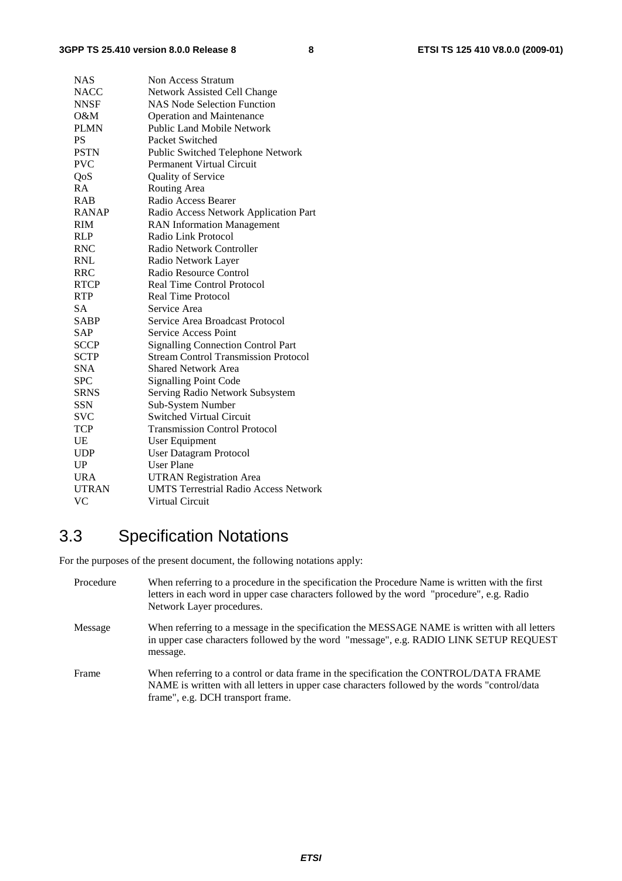| | |
|---|---|
| NAS | Non Access Stratum |
| NACC | Network Assisted Cell Change |
| NNSF | NAS Node Selection Function |
| O&M | Operation and Maintenance |
| PLMN | Public Land Mobile Network |
| PS | Packet Switched |
| PSTN | Public Switched Telephone Network |
| PVC | Permanent Virtual Circuit |
| QoS | Quality of Service |
| RA | Routing Area |
| RAB | Radio Access Bearer |
| RANAP | Radio Access Network Application Part |
| RIM | RAN Information Management |
| RLP | Radio Link Protocol |
| RNC | Radio Network Controller |
| RNL | Radio Network Layer |
| RRC | Radio Resource Control |
| RTCP | Real Time Control Protocol |
| RTP | Real Time Protocol |
| SA | Service Area |
| SABP | Service Area Broadcast Protocol |
| SAP | Service Access Point |
| SCCP | Signalling Connection Control Part |
| SCTP | Stream Control Transmission Protocol |
| SNA | Shared Network Area |
| SPC | Signalling Point Code |
| SRNS | Serving Radio Network Subsystem |
| SSN | Sub-System Number |
| SVC | Switched Virtual Circuit |
| TCP | Transmission Control Protocol |
| UE | User Equipment |
| UDP | User Datagram Protocol |
| UP | User Plane |
| URA | UTRAN Registration Area |
| UTRAN | UMTS Terrestrial Radio Access Network |
| VC | Virtual Circuit |

## 3.3 Specification Notations

For the purposes of the present document, the following notations apply:

Procedure — When referring to a procedure in the specification the Procedure Name is written with the first letters in each word in upper case characters followed by the word "procedure", e.g. Radio Network Layer procedures.

Message — When referring to a message in the specification the MESSAGE NAME is written with all letters in upper case characters followed by the word "message", e.g. RADIO LINK SETUP REQUEST message.

Frame — When referring to a control or data frame in the specification the CONTROL/DATA FRAME NAME is written with all letters in upper case characters followed by the words "control/data frame", e.g. DCH transport frame.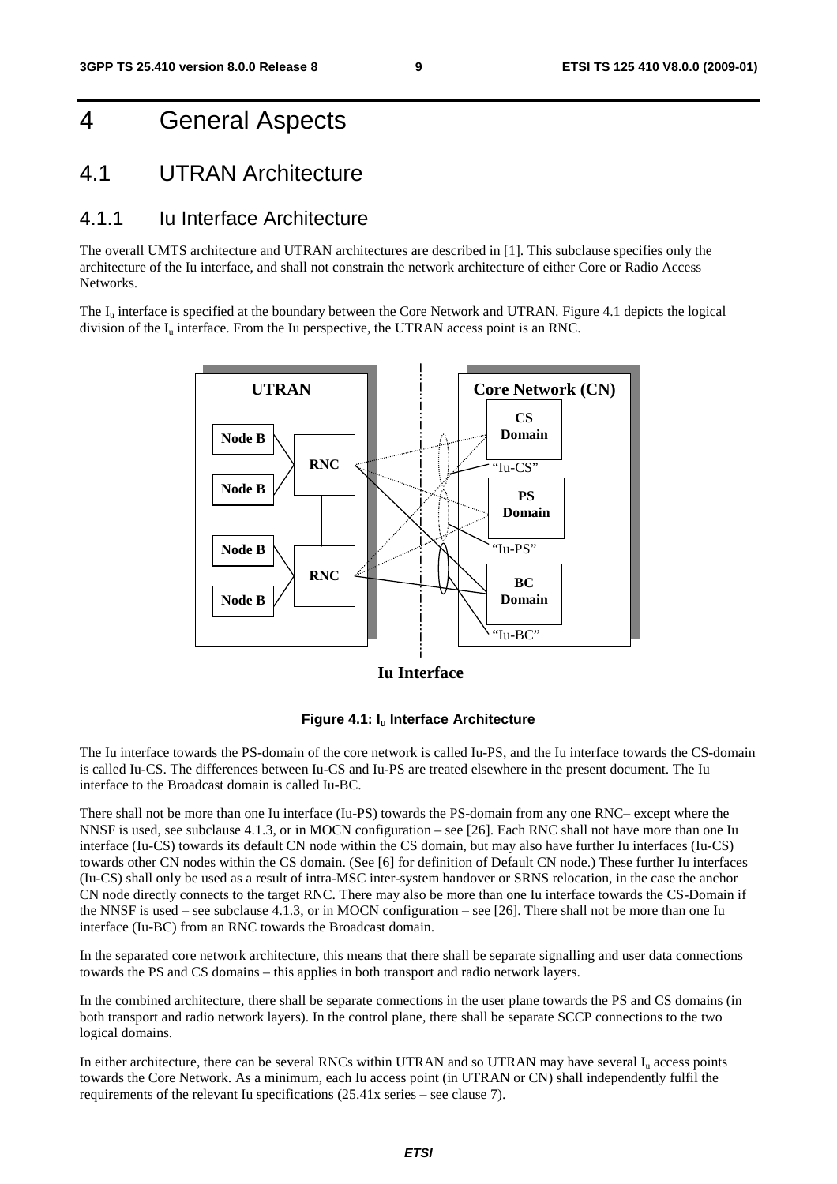# 4 General Aspects

## 4.1 UTRAN Architecture

### 4.1.1 Iu Interface Architecture

The overall UMTS architecture and UTRAN architectures are described in [1]. This subclause specifies only the architecture of the Iu interface, and shall not constrain the network architecture of either Core or Radio Access Networks.

The $I_u$ interface is specified at the boundary between the Core Network and UTRAN. Figure 4.1 depicts the logical division of the $I_u$ interface. From the Iu perspective, the UTRAN access point is an RNC.

**Figure 4.1: $I_u$ Interface Architecture**

The Iu interface towards the PS-domain of the core network is called Iu-PS, and the Iu interface towards the CS-domain is called Iu-CS. The differences between Iu-CS and Iu-PS are treated elsewhere in the present document. The Iu interface to the Broadcast domain is called Iu-BC.

There shall not be more than one Iu interface (Iu-PS) towards the PS-domain from any one RNC– except where the NNSF is used, see subclause 4.1.3, or in MOCN configuration – see [26]. Each RNC shall not have more than one Iu interface (Iu-CS) towards its default CN node within the CS domain, but may also have further Iu interfaces (Iu-CS) towards other CN nodes within the CS domain. (See [6] for definition of Default CN node.) These further Iu interfaces (Iu-CS) shall only be used as a result of intra-MSC inter-system handover or SRNS relocation, in the case the anchor CN node directly connects to the target RNC. There may also be more than one Iu interface towards the CS-Domain if the NNSF is used – see subclause 4.1.3, or in MOCN configuration – see [26]. There shall not be more than one Iu interface (Iu-BC) from an RNC towards the Broadcast domain.

In the separated core network architecture, this means that there shall be separate signalling and user data connections towards the PS and CS domains – this applies in both transport and radio network layers.

In the combined architecture, there shall be separate connections in the user plane towards the PS and CS domains (in both transport and radio network layers). In the control plane, there shall be separate SCCP connections to the two logical domains.

In either architecture, there can be several RNCs within UTRAN and so UTRAN may have several $I_u$ access points towards the Core Network. As a minimum, each Iu access point (in UTRAN or CN) shall independently fulfil the requirements of the relevant Iu specifications (25.41x series – see clause 7).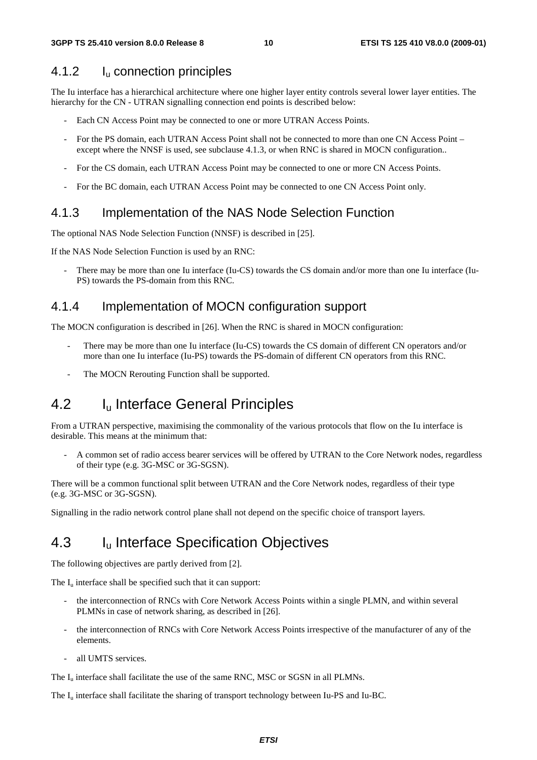### 4.1.2 $I_u$ connection principles

The Iu interface has a hierarchical architecture where one higher layer entity controls several lower layer entities. The hierarchy for the CN - UTRAN signalling connection end points is described below:

- Each CN Access Point may be connected to one or more UTRAN Access Points.
- For the PS domain, each UTRAN Access Point shall not be connected to more than one CN Access Point – except where the NNSF is used, see subclause 4.1.3, or when RNC is shared in MOCN configuration..
- For the CS domain, each UTRAN Access Point may be connected to one or more CN Access Points.
- For the BC domain, each UTRAN Access Point may be connected to one CN Access Point only.

### 4.1.3 Implementation of the NAS Node Selection Function

The optional NAS Node Selection Function (NNSF) is described in [25].

If the NAS Node Selection Function is used by an RNC:

- There may be more than one Iu interface (Iu-CS) towards the CS domain and/or more than one Iu interface (Iu-PS) towards the PS-domain from this RNC.

### 4.1.4 Implementation of MOCN configuration support

The MOCN configuration is described in [26]. When the RNC is shared in MOCN configuration:

- There may be more than one Iu interface (Iu-CS) towards the CS domain of different CN operators and/or more than one Iu interface (Iu-PS) towards the PS-domain of different CN operators from this RNC.
- The MOCN Rerouting Function shall be supported.

## 4.2 $I_u$ Interface General Principles

From a UTRAN perspective, maximising the commonality of the various protocols that flow on the Iu interface is desirable. This means at the minimum that:

- A common set of radio access bearer services will be offered by UTRAN to the Core Network nodes, regardless of their type (e.g. 3G-MSC or 3G-SGSN).

There will be a common functional split between UTRAN and the Core Network nodes, regardless of their type (e.g. 3G-MSC or 3G-SGSN).

Signalling in the radio network control plane shall not depend on the specific choice of transport layers.

## 4.3 $I_u$ Interface Specification Objectives

The following objectives are partly derived from [2].

The $I_u$ interface shall be specified such that it can support:

- the interconnection of RNCs with Core Network Access Points within a single PLMN, and within several PLMNs in case of network sharing, as described in [26].
- the interconnection of RNCs with Core Network Access Points irrespective of the manufacturer of any of the elements.
- all UMTS services.

The $I_u$ interface shall facilitate the use of the same RNC, MSC or SGSN in all PLMNs.

The $I_u$ interface shall facilitate the sharing of transport technology between Iu-PS and Iu-BC.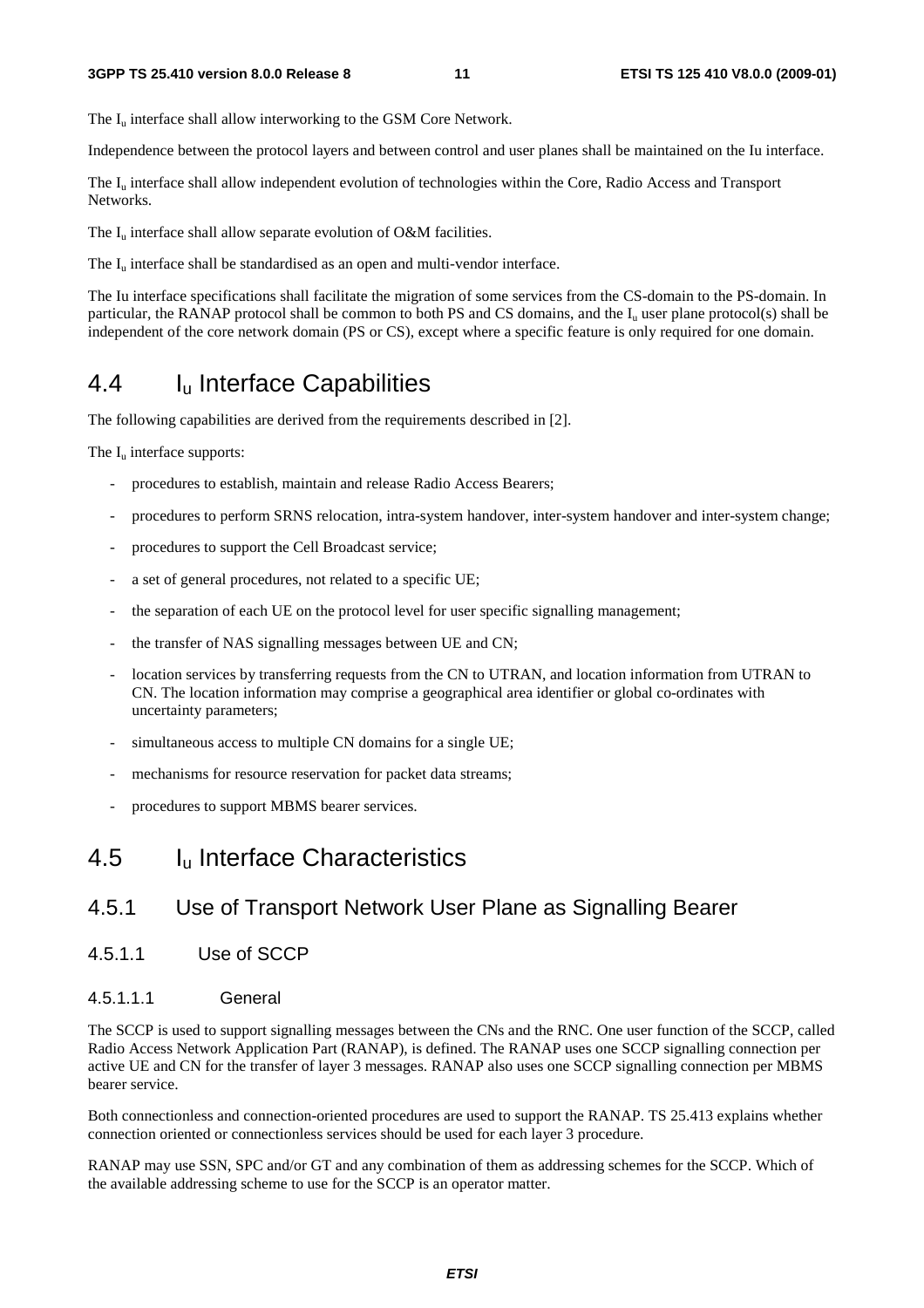The $I_u$ interface shall allow interworking to the GSM Core Network.

Independence between the protocol layers and between control and user planes shall be maintained on the Iu interface.

The $I_u$ interface shall allow independent evolution of technologies within the Core, Radio Access and Transport Networks.

The $I_u$ interface shall allow separate evolution of O&M facilities.

The $I_u$ interface shall be standardised as an open and multi-vendor interface.

The Iu interface specifications shall facilitate the migration of some services from the CS-domain to the PS-domain. In particular, the RANAP protocol shall be common to both PS and CS domains, and the $I_u$ user plane protocol(s) shall be independent of the core network domain (PS or CS), except where a specific feature is only required for one domain.

## 4.4 $I_u$ Interface Capabilities

The following capabilities are derived from the requirements described in [2].

The $I_u$ interface supports:

- procedures to establish, maintain and release Radio Access Bearers;
- procedures to perform SRNS relocation, intra-system handover, inter-system handover and inter-system change;
- procedures to support the Cell Broadcast service;
- a set of general procedures, not related to a specific UE;
- the separation of each UE on the protocol level for user specific signalling management;
- the transfer of NAS signalling messages between UE and CN;
- location services by transferring requests from the CN to UTRAN, and location information from UTRAN to CN. The location information may comprise a geographical area identifier or global co-ordinates with uncertainty parameters;
- simultaneous access to multiple CN domains for a single UE;
- mechanisms for resource reservation for packet data streams;
- procedures to support MBMS bearer services.

## 4.5 $I_u$ Interface Characteristics

### 4.5.1 Use of Transport Network User Plane as Signalling Bearer

#### 4.5.1.1 Use of SCCP

##### 4.5.1.1.1 General

The SCCP is used to support signalling messages between the CNs and the RNC. One user function of the SCCP, called Radio Access Network Application Part (RANAP), is defined. The RANAP uses one SCCP signalling connection per active UE and CN for the transfer of layer 3 messages. RANAP also uses one SCCP signalling connection per MBMS bearer service.

Both connectionless and connection-oriented procedures are used to support the RANAP. TS 25.413 explains whether connection oriented or connectionless services should be used for each layer 3 procedure.

RANAP may use SSN, SPC and/or GT and any combination of them as addressing schemes for the SCCP. Which of the available addressing scheme to use for the SCCP is an operator matter.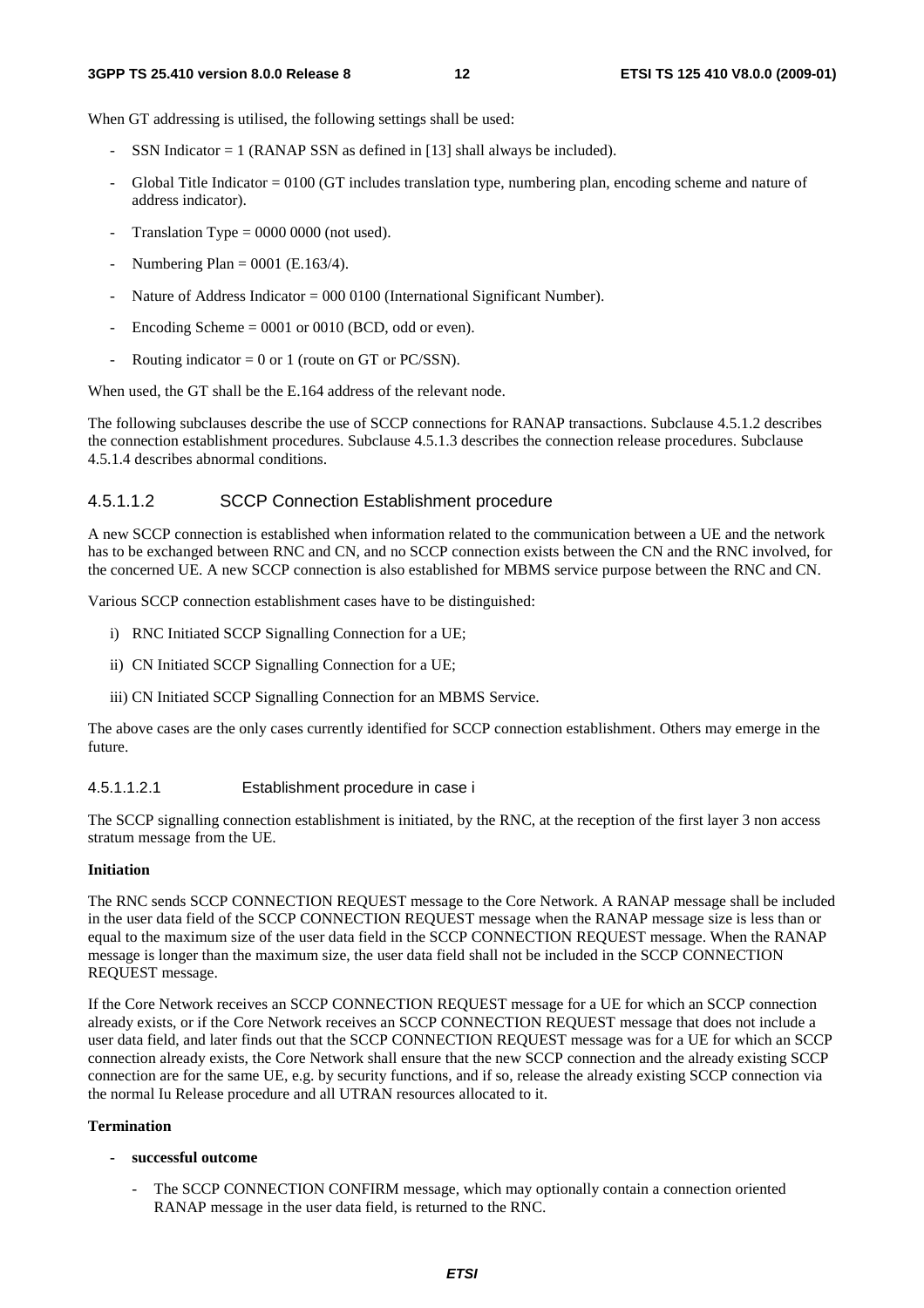When GT addressing is utilised, the following settings shall be used:

- SSN Indicator = 1 (RANAP SSN as defined in [13] shall always be included).
- Global Title Indicator = 0100 (GT includes translation type, numbering plan, encoding scheme and nature of address indicator).
- Translation Type = 0000 0000 (not used).
- Numbering Plan = 0001 (E.163/4).
- Nature of Address Indicator = 000 0100 (International Significant Number).
- Encoding Scheme = 0001 or 0010 (BCD, odd or even).
- Routing indicator = 0 or 1 (route on GT or PC/SSN).

When used, the GT shall be the E.164 address of the relevant node.

The following subclauses describe the use of SCCP connections for RANAP transactions. Subclause 4.5.1.2 describes the connection establishment procedures. Subclause 4.5.1.3 describes the connection release procedures. Subclause 4.5.1.4 describes abnormal conditions.

#### 4.5.1.1.2 SCCP Connection Establishment procedure

A new SCCP connection is established when information related to the communication between a UE and the network has to be exchanged between RNC and CN, and no SCCP connection exists between the CN and the RNC involved, for the concerned UE. A new SCCP connection is also established for MBMS service purpose between the RNC and CN.

Various SCCP connection establishment cases have to be distinguished:

i) RNC Initiated SCCP Signalling Connection for a UE;

ii) CN Initiated SCCP Signalling Connection for a UE;

iii) CN Initiated SCCP Signalling Connection for an MBMS Service.

The above cases are the only cases currently identified for SCCP connection establishment. Others may emerge in the future.

##### 4.5.1.1.2.1 Establishment procedure in case i

The SCCP signalling connection establishment is initiated, by the RNC, at the reception of the first layer 3 non access stratum message from the UE.

**Initiation**

The RNC sends SCCP CONNECTION REQUEST message to the Core Network. A RANAP message shall be included in the user data field of the SCCP CONNECTION REQUEST message when the RANAP message size is less than or equal to the maximum size of the user data field in the SCCP CONNECTION REQUEST message. When the RANAP message is longer than the maximum size, the user data field shall not be included in the SCCP CONNECTION REQUEST message.

If the Core Network receives an SCCP CONNECTION REQUEST message for a UE for which an SCCP connection already exists, or if the Core Network receives an SCCP CONNECTION REQUEST message that does not include a user data field, and later finds out that the SCCP CONNECTION REQUEST message was for a UE for which an SCCP connection already exists, the Core Network shall ensure that the new SCCP connection and the already existing SCCP connection are for the same UE, e.g. by security functions, and if so, release the already existing SCCP connection via the normal Iu Release procedure and all UTRAN resources allocated to it.

**Termination**

- **successful outcome**
  - The SCCP CONNECTION CONFIRM message, which may optionally contain a connection oriented RANAP message in the user data field, is returned to the RNC.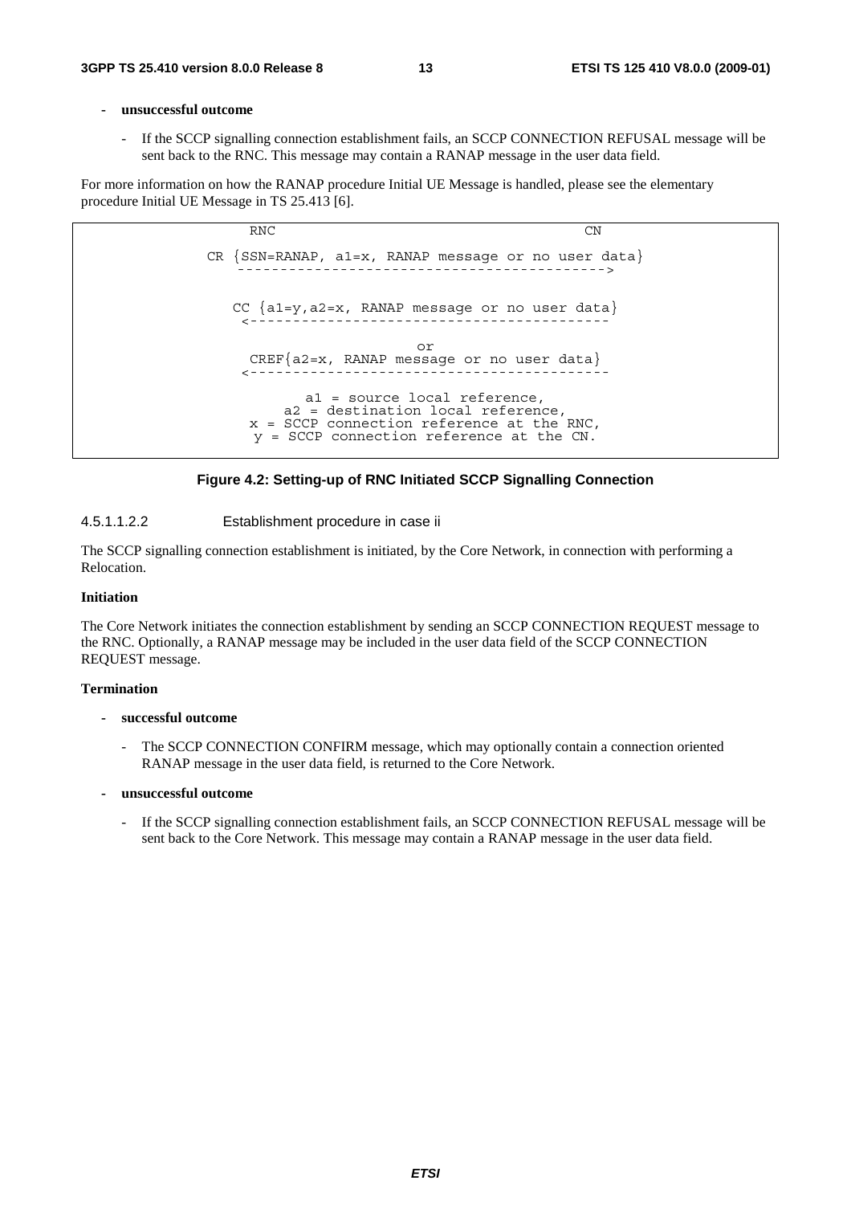- **unsuccessful outcome**

  - If the SCCP signalling connection establishment fails, an SCCP CONNECTION REFUSAL message will be sent back to the RNC. This message may contain a RANAP message in the user data field.

For more information on how the RANAP procedure Initial UE Message is handled, please see the elementary procedure Initial UE Message in TS 25.413 [6].

```
     RNC                                        CN

CR {SSN=RANAP, a1=x, RANAP message or no user data}
   ------------------------------------------->

   CC {a1=y,a2=x, RANAP message or no user data}
    <------------------------------------------

                        or
    CREF{a2=x, RANAP message or no user data}
    <------------------------------------------

           a1 = source local reference,
        a2 = destination local reference,
     x = SCCP connection reference at the RNC,
      y = SCCP connection reference at the CN.
```

**Figure 4.2: Setting-up of RNC Initiated SCCP Signalling Connection**

#### 4.5.1.1.2.2 Establishment procedure in case ii

The SCCP signalling connection establishment is initiated, by the Core Network, in connection with performing a Relocation.

**Initiation**

The Core Network initiates the connection establishment by sending an SCCP CONNECTION REQUEST message to the RNC. Optionally, a RANAP message may be included in the user data field of the SCCP CONNECTION REQUEST message.

**Termination**

- **successful outcome**

  - The SCCP CONNECTION CONFIRM message, which may optionally contain a connection oriented RANAP message in the user data field, is returned to the Core Network.

- **unsuccessful outcome**

  - If the SCCP signalling connection establishment fails, an SCCP CONNECTION REFUSAL message will be sent back to the Core Network. This message may contain a RANAP message in the user data field.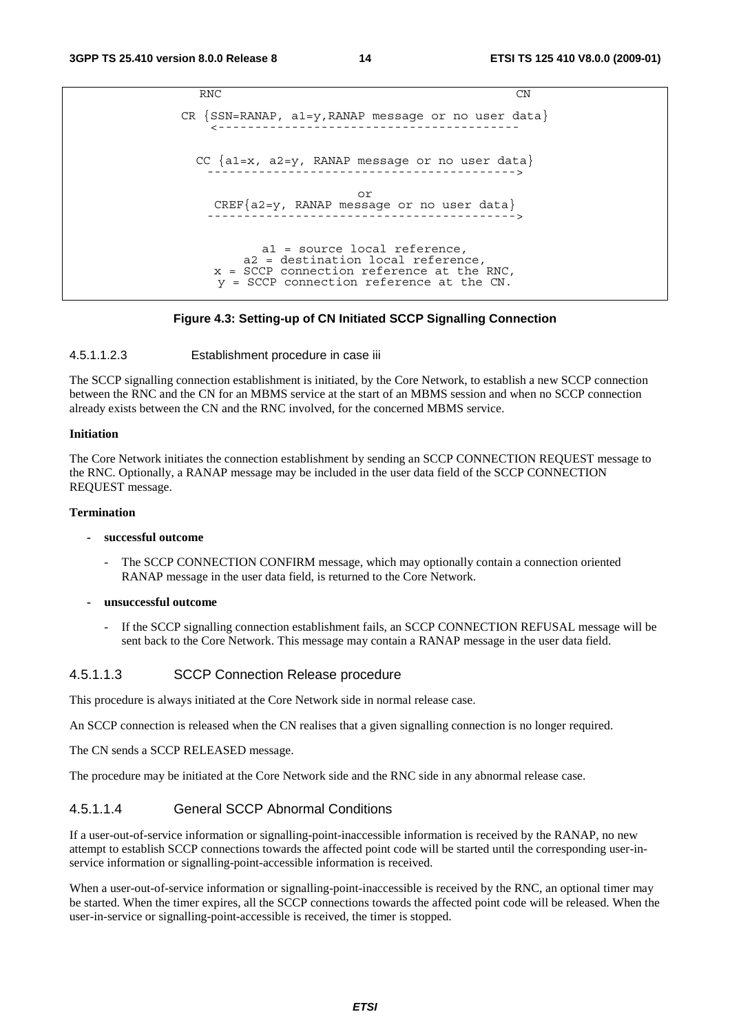```
RNC                                                          CN

CR {SSN=RANAP, a1=y,RANAP message or no user data}
   <-----------------------------------------

  CC {a1=x, a2=y, RANAP message or no user data}
   ----------------------------------------->

                        or
  CREF{a2=y, RANAP message or no user data}
   ----------------------------------------->

           a1 = source local reference,
        a2 = destination local reference,
     x = SCCP connection reference at the RNC,
      y = SCCP connection reference at the CN.
```

**Figure 4.3: Setting-up of CN Initiated SCCP Signalling Connection**

#### 4.5.1.1.2.3 Establishment procedure in case iii

The SCCP signalling connection establishment is initiated, by the Core Network, to establish a new SCCP connection between the RNC and the CN for an MBMS service at the start of an MBMS session and when no SCCP connection already exists between the CN and the RNC involved, for the concerned MBMS service.

**Initiation**

The Core Network initiates the connection establishment by sending an SCCP CONNECTION REQUEST message to the RNC. Optionally, a RANAP message may be included in the user data field of the SCCP CONNECTION REQUEST message.

**Termination**

- **successful outcome**
  - The SCCP CONNECTION CONFIRM message, which may optionally contain a connection oriented RANAP message in the user data field, is returned to the Core Network.
- **unsuccessful outcome**
  - If the SCCP signalling connection establishment fails, an SCCP CONNECTION REFUSAL message will be sent back to the Core Network. This message may contain a RANAP message in the user data field.

#### 4.5.1.1.3 SCCP Connection Release procedure

This procedure is always initiated at the Core Network side in normal release case.

An SCCP connection is released when the CN realises that a given signalling connection is no longer required.

The CN sends a SCCP RELEASED message.

The procedure may be initiated at the Core Network side and the RNC side in any abnormal release case.

#### 4.5.1.1.4 General SCCP Abnormal Conditions

If a user-out-of-service information or signalling-point-inaccessible information is received by the RANAP, no new attempt to establish SCCP connections towards the affected point code will be started until the corresponding user-in-service information or signalling-point-accessible information is received.

When a user-out-of-service information or signalling-point-inaccessible is received by the RNC, an optional timer may be started. When the timer expires, all the SCCP connections towards the affected point code will be released. When the user-in-service or signalling-point-accessible is received, the timer is stopped.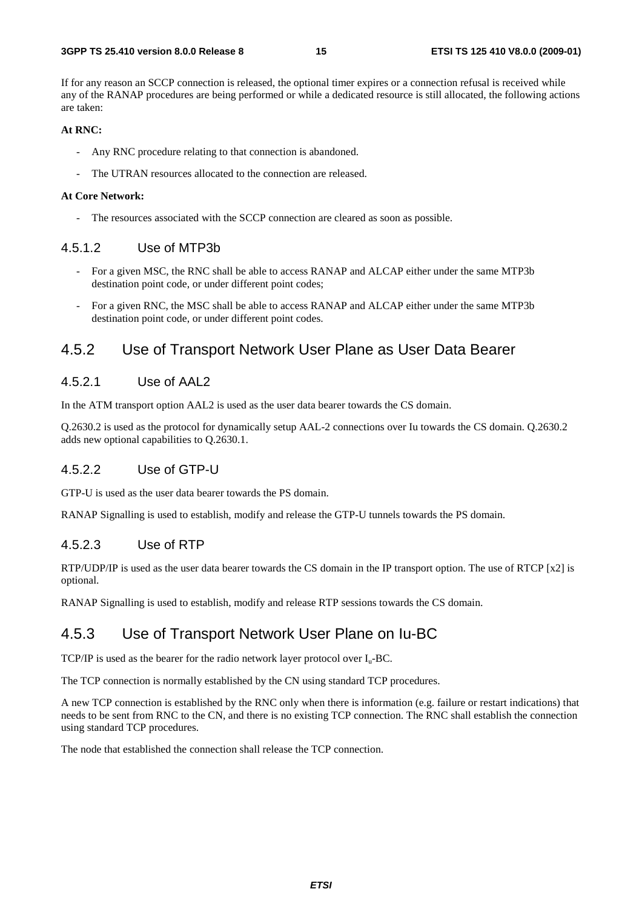If for any reason an SCCP connection is released, the optional timer expires or a connection refusal is received while any of the RANAP procedures are being performed or while a dedicated resource is still allocated, the following actions are taken:

**At RNC:**

- Any RNC procedure relating to that connection is abandoned.
- The UTRAN resources allocated to the connection are released.

**At Core Network:**

- The resources associated with the SCCP connection are cleared as soon as possible.

#### 4.5.1.2 Use of MTP3b

- For a given MSC, the RNC shall be able to access RANAP and ALCAP either under the same MTP3b destination point code, or under different point codes;
- For a given RNC, the MSC shall be able to access RANAP and ALCAP either under the same MTP3b destination point code, or under different point codes.

### 4.5.2 Use of Transport Network User Plane as User Data Bearer

#### 4.5.2.1 Use of AAL2

In the ATM transport option AAL2 is used as the user data bearer towards the CS domain.

Q.2630.2 is used as the protocol for dynamically setup AAL-2 connections over Iu towards the CS domain. Q.2630.2 adds new optional capabilities to Q.2630.1.

#### 4.5.2.2 Use of GTP-U

GTP-U is used as the user data bearer towards the PS domain.

RANAP Signalling is used to establish, modify and release the GTP-U tunnels towards the PS domain.

#### 4.5.2.3 Use of RTP

RTP/UDP/IP is used as the user data bearer towards the CS domain in the IP transport option. The use of RTCP [x2] is optional.

RANAP Signalling is used to establish, modify and release RTP sessions towards the CS domain.

### 4.5.3 Use of Transport Network User Plane on Iu-BC

TCP/IP is used as the bearer for the radio network layer protocol over $I_u$-BC.

The TCP connection is normally established by the CN using standard TCP procedures.

A new TCP connection is established by the RNC only when there is information (e.g. failure or restart indications) that needs to be sent from RNC to the CN, and there is no existing TCP connection. The RNC shall establish the connection using standard TCP procedures.

The node that established the connection shall release the TCP connection.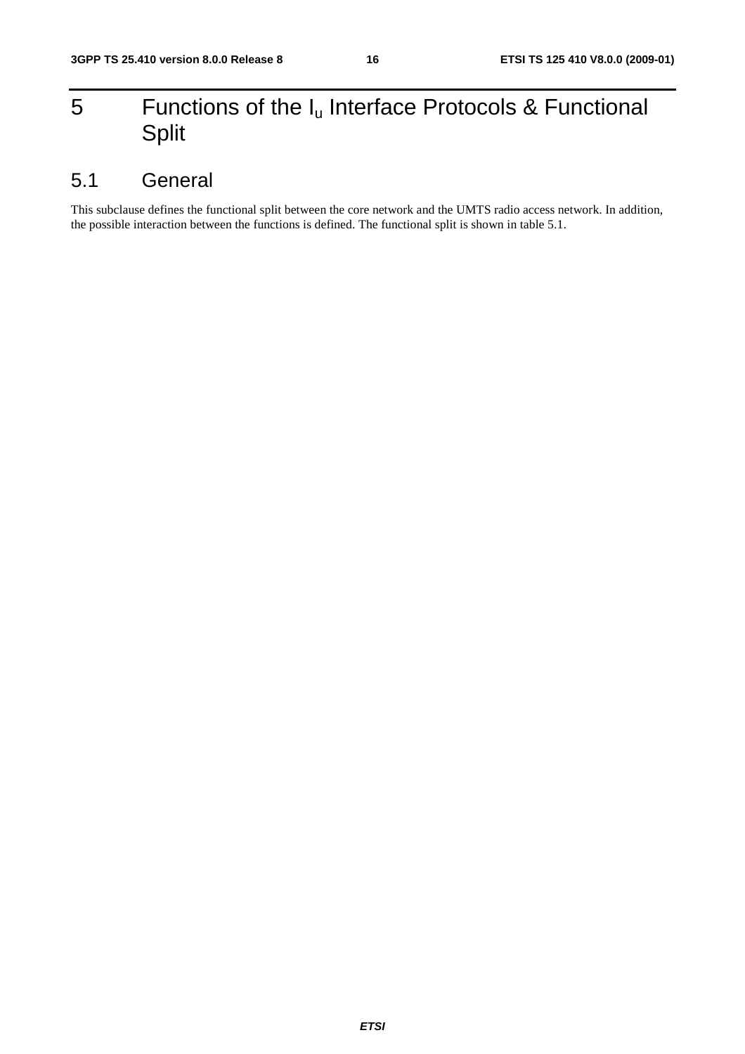# 5 Functions of the $I_u$ Interface Protocols & Functional Split

## 5.1 General

This subclause defines the functional split between the core network and the UMTS radio access network. In addition, the possible interaction between the functions is defined. The functional split is shown in table 5.1.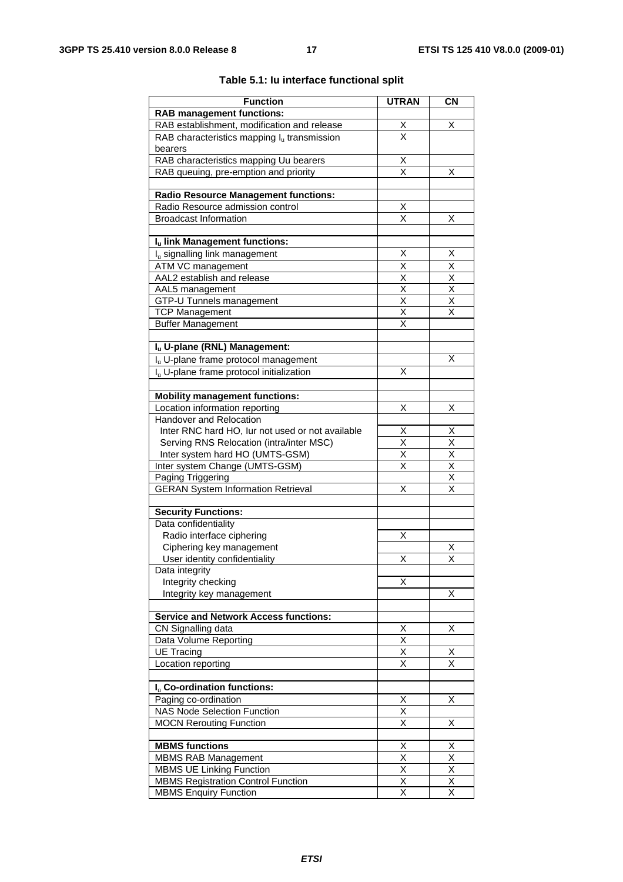**Table 5.1: Iu interface functional split**

| Function | UTRAN | CN |
|---|---|---|
| **RAB management functions:** | | |
| RAB establishment, modification and release | X | X |
| RAB characteristics mapping $I_u$ transmission bearers | X | |
| RAB characteristics mapping Uu bearers | X | |
| RAB queuing, pre-emption and priority | X | X |
| | | |
| **Radio Resource Management functions:** | | |
| Radio Resource admission control | X | |
| Broadcast Information | X | X |
| | | |
| **$I_u$ link Management functions:** | | |
| $I_u$ signalling link management | X | X |
| ATM VC management | X | X |
| AAL2 establish and release | X | X |
| AAL5 management | X | X |
| GTP-U Tunnels management | X | X |
| TCP Management | X | X |
| Buffer Management | X | |
| | | |
| **$I_u$ U-plane (RNL) Management:** | | |
| $I_u$ U-plane frame protocol management | | X |
| $I_u$ U-plane frame protocol initialization | X | |
| | | |
| **Mobility management functions:** | | |
| Location information reporting | X | X |
| Handover and Relocation | | |
| Inter RNC hard HO, Iur not used or not available | X | X |
| Serving RNS Relocation (intra/inter MSC) | X | X |
| Inter system hard HO (UMTS-GSM) | X | X |
| Inter system Change (UMTS-GSM) | X | X |
| Paging Triggering | | X |
| GERAN System Information Retrieval | X | X |
| | | |
| **Security Functions:** | | |
| Data confidentiality | | |
| Radio interface ciphering | X | |
| Ciphering key management | | X |
| User identity confidentiality | X | X |
| Data integrity | | |
| Integrity checking | X | |
| Integrity key management | | X |
| | | |
| **Service and Network Access functions:** | | |
| CN Signalling data | X | X |
| Data Volume Reporting | X | |
| UE Tracing | X | X |
| Location reporting | X | X |
| | | |
| **$I_u$ Co-ordination functions:** | | |
| Paging co-ordination | X | X |
| NAS Node Selection Function | X | |
| MOCN Rerouting Function | X | X |
| | | |
| **MBMS functions** | X | X |
| MBMS RAB Management | X | X |
| MBMS UE Linking Function | X | X |
| MBMS Registration Control Function | X | X |
| MBMS Enquiry Function | X | X |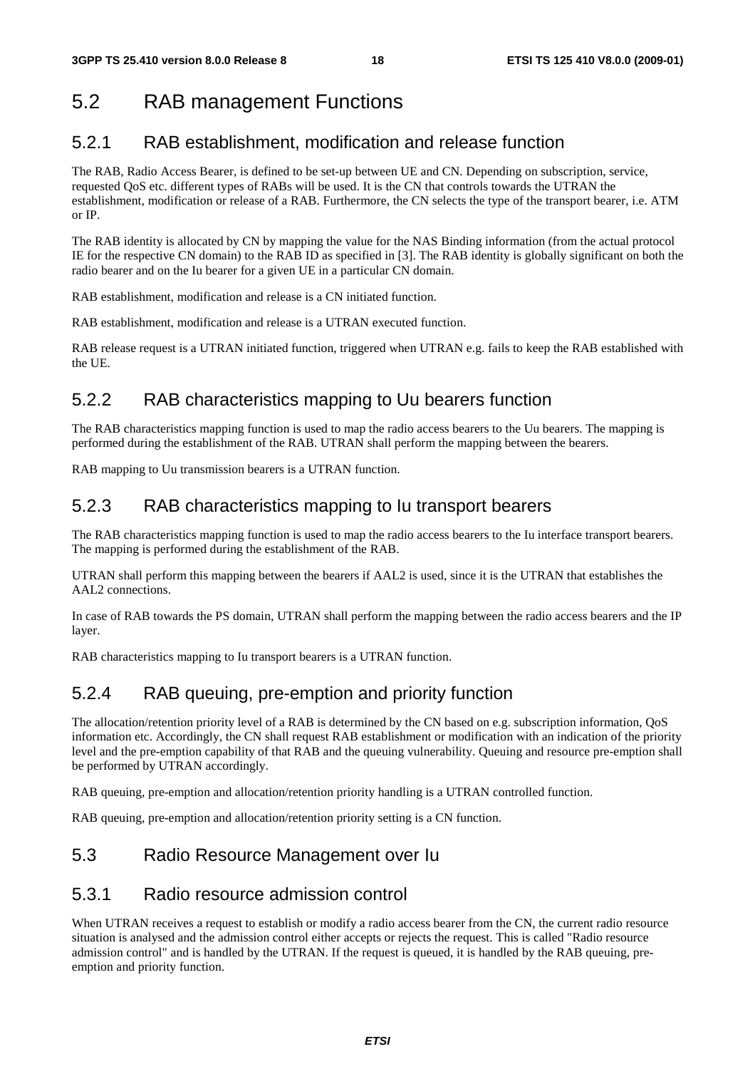# 5.2 RAB management Functions

## 5.2.1 RAB establishment, modification and release function

The RAB, Radio Access Bearer, is defined to be set-up between UE and CN. Depending on subscription, service, requested QoS etc. different types of RABs will be used. It is the CN that controls towards the UTRAN the establishment, modification or release of a RAB. Furthermore, the CN selects the type of the transport bearer, i.e. ATM or IP.

The RAB identity is allocated by CN by mapping the value for the NAS Binding information (from the actual protocol IE for the respective CN domain) to the RAB ID as specified in [3]. The RAB identity is globally significant on both the radio bearer and on the Iu bearer for a given UE in a particular CN domain.

RAB establishment, modification and release is a CN initiated function.

RAB establishment, modification and release is a UTRAN executed function.

RAB release request is a UTRAN initiated function, triggered when UTRAN e.g. fails to keep the RAB established with the UE.

## 5.2.2 RAB characteristics mapping to Uu bearers function

The RAB characteristics mapping function is used to map the radio access bearers to the Uu bearers. The mapping is performed during the establishment of the RAB. UTRAN shall perform the mapping between the bearers.

RAB mapping to Uu transmission bearers is a UTRAN function.

## 5.2.3 RAB characteristics mapping to Iu transport bearers

The RAB characteristics mapping function is used to map the radio access bearers to the Iu interface transport bearers. The mapping is performed during the establishment of the RAB.

UTRAN shall perform this mapping between the bearers if AAL2 is used, since it is the UTRAN that establishes the AAL2 connections.

In case of RAB towards the PS domain, UTRAN shall perform the mapping between the radio access bearers and the IP layer.

RAB characteristics mapping to Iu transport bearers is a UTRAN function.

## 5.2.4 RAB queuing, pre-emption and priority function

The allocation/retention priority level of a RAB is determined by the CN based on e.g. subscription information, QoS information etc. Accordingly, the CN shall request RAB establishment or modification with an indication of the priority level and the pre-emption capability of that RAB and the queuing vulnerability. Queuing and resource pre-emption shall be performed by UTRAN accordingly.

RAB queuing, pre-emption and allocation/retention priority handling is a UTRAN controlled function.

RAB queuing, pre-emption and allocation/retention priority setting is a CN function.

# 5.3 Radio Resource Management over Iu

## 5.3.1 Radio resource admission control

When UTRAN receives a request to establish or modify a radio access bearer from the CN, the current radio resource situation is analysed and the admission control either accepts or rejects the request. This is called "Radio resource admission control" and is handled by the UTRAN. If the request is queued, it is handled by the RAB queuing, pre-emption and priority function.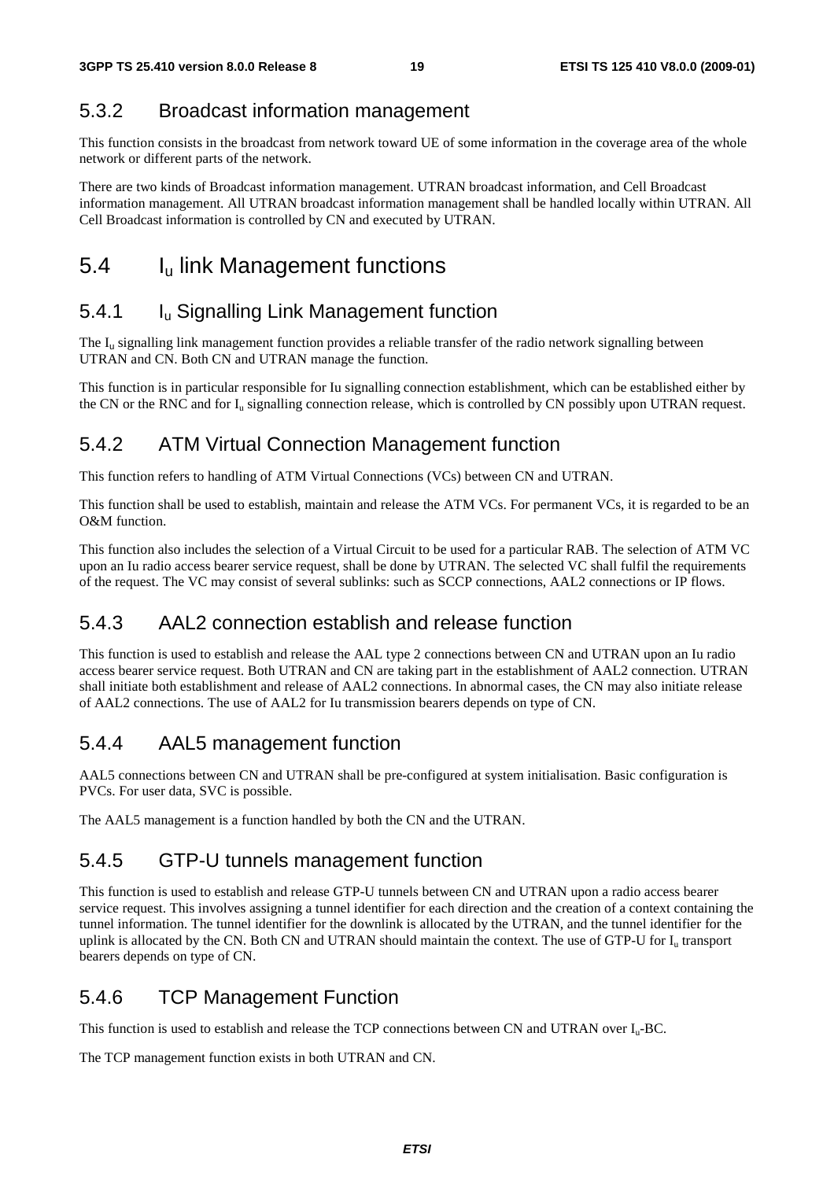### 5.3.2 Broadcast information management

This function consists in the broadcast from network toward UE of some information in the coverage area of the whole network or different parts of the network.

There are two kinds of Broadcast information management. UTRAN broadcast information, and Cell Broadcast information management. All UTRAN broadcast information management shall be handled locally within UTRAN. All Cell Broadcast information is controlled by CN and executed by UTRAN.

## 5.4 $I_u$ link Management functions

### 5.4.1 $I_u$ Signalling Link Management function

The $I_u$ signalling link management function provides a reliable transfer of the radio network signalling between UTRAN and CN. Both CN and UTRAN manage the function.

This function is in particular responsible for Iu signalling connection establishment, which can be established either by the CN or the RNC and for $I_u$ signalling connection release, which is controlled by CN possibly upon UTRAN request.

### 5.4.2 ATM Virtual Connection Management function

This function refers to handling of ATM Virtual Connections (VCs) between CN and UTRAN.

This function shall be used to establish, maintain and release the ATM VCs. For permanent VCs, it is regarded to be an O&M function.

This function also includes the selection of a Virtual Circuit to be used for a particular RAB. The selection of ATM VC upon an Iu radio access bearer service request, shall be done by UTRAN. The selected VC shall fulfil the requirements of the request. The VC may consist of several sublinks: such as SCCP connections, AAL2 connections or IP flows.

### 5.4.3 AAL2 connection establish and release function

This function is used to establish and release the AAL type 2 connections between CN and UTRAN upon an Iu radio access bearer service request. Both UTRAN and CN are taking part in the establishment of AAL2 connection. UTRAN shall initiate both establishment and release of AAL2 connections. In abnormal cases, the CN may also initiate release of AAL2 connections. The use of AAL2 for Iu transmission bearers depends on type of CN.

### 5.4.4 AAL5 management function

AAL5 connections between CN and UTRAN shall be pre-configured at system initialisation. Basic configuration is PVCs. For user data, SVC is possible.

The AAL5 management is a function handled by both the CN and the UTRAN.

### 5.4.5 GTP-U tunnels management function

This function is used to establish and release GTP-U tunnels between CN and UTRAN upon a radio access bearer service request. This involves assigning a tunnel identifier for each direction and the creation of a context containing the tunnel information. The tunnel identifier for the downlink is allocated by the UTRAN, and the tunnel identifier for the uplink is allocated by the CN. Both CN and UTRAN should maintain the context. The use of GTP-U for $I_u$ transport bearers depends on type of CN.

### 5.4.6 TCP Management Function

This function is used to establish and release the TCP connections between CN and UTRAN over $I_u$-BC.

The TCP management function exists in both UTRAN and CN.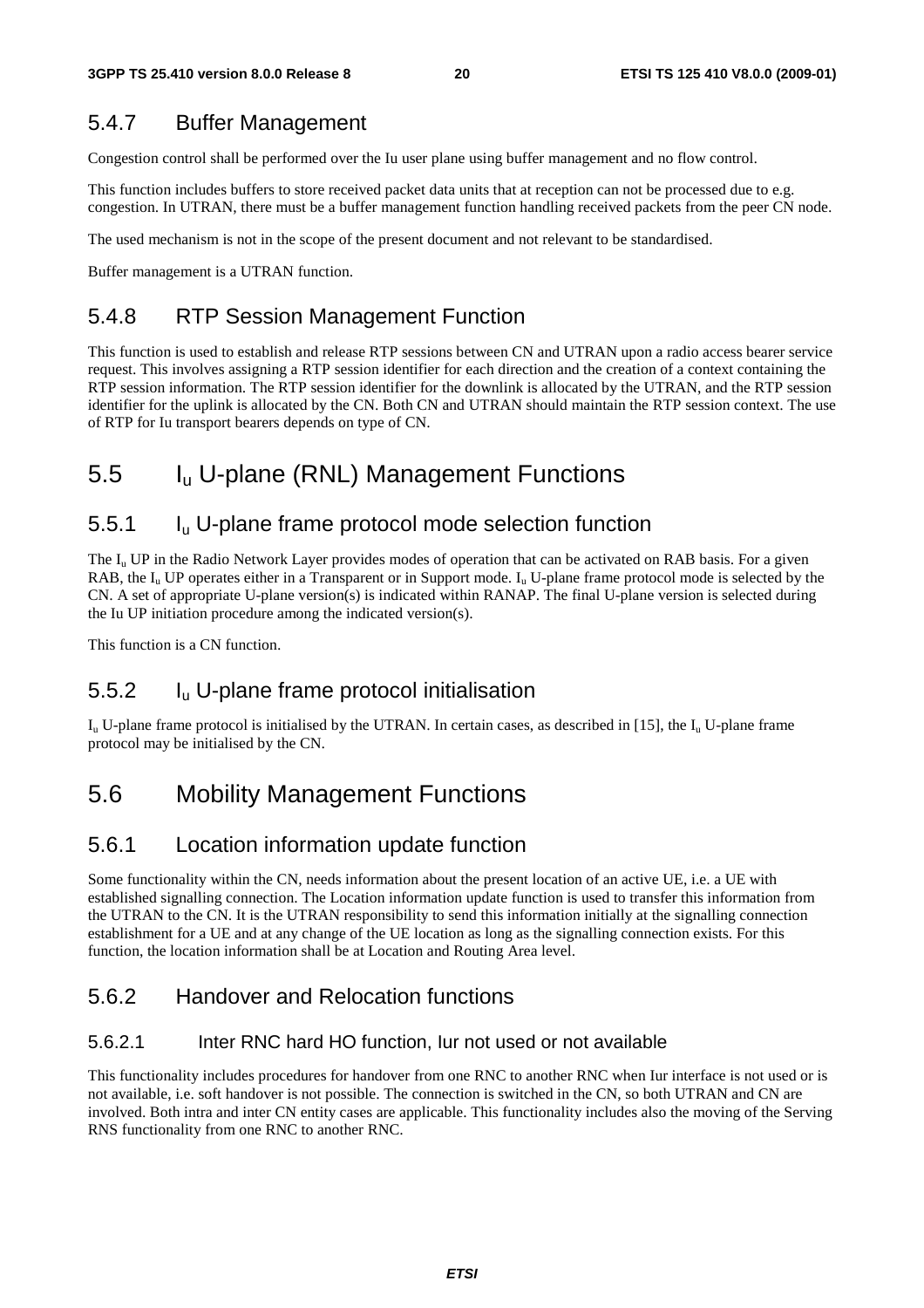### 5.4.7 Buffer Management

Congestion control shall be performed over the Iu user plane using buffer management and no flow control.

This function includes buffers to store received packet data units that at reception can not be processed due to e.g. congestion. In UTRAN, there must be a buffer management function handling received packets from the peer CN node.

The used mechanism is not in the scope of the present document and not relevant to be standardised.

Buffer management is a UTRAN function.

### 5.4.8 RTP Session Management Function

This function is used to establish and release RTP sessions between CN and UTRAN upon a radio access bearer service request. This involves assigning a RTP session identifier for each direction and the creation of a context containing the RTP session information. The RTP session identifier for the downlink is allocated by the UTRAN, and the RTP session identifier for the uplink is allocated by the CN. Both CN and UTRAN should maintain the RTP session context. The use of RTP for Iu transport bearers depends on type of CN.

## 5.5 $I_u$ U-plane (RNL) Management Functions

### 5.5.1 $I_u$ U-plane frame protocol mode selection function

The $I_u$ UP in the Radio Network Layer provides modes of operation that can be activated on RAB basis. For a given RAB, the $I_u$ UP operates either in a Transparent or in Support mode. $I_u$ U-plane frame protocol mode is selected by the CN. A set of appropriate U-plane version(s) is indicated within RANAP. The final U-plane version is selected during the Iu UP initiation procedure among the indicated version(s).

This function is a CN function.

### 5.5.2 $I_u$ U-plane frame protocol initialisation

$I_u$ U-plane frame protocol is initialised by the UTRAN. In certain cases, as described in [15], the $I_u$ U-plane frame protocol may be initialised by the CN.

## 5.6 Mobility Management Functions

### 5.6.1 Location information update function

Some functionality within the CN, needs information about the present location of an active UE, i.e. a UE with established signalling connection. The Location information update function is used to transfer this information from the UTRAN to the CN. It is the UTRAN responsibility to send this information initially at the signalling connection establishment for a UE and at any change of the UE location as long as the signalling connection exists. For this function, the location information shall be at Location and Routing Area level.

### 5.6.2 Handover and Relocation functions

#### 5.6.2.1 Inter RNC hard HO function, Iur not used or not available

This functionality includes procedures for handover from one RNC to another RNC when Iur interface is not used or is not available, i.e. soft handover is not possible. The connection is switched in the CN, so both UTRAN and CN are involved. Both intra and inter CN entity cases are applicable. This functionality includes also the moving of the Serving RNS functionality from one RNC to another RNC.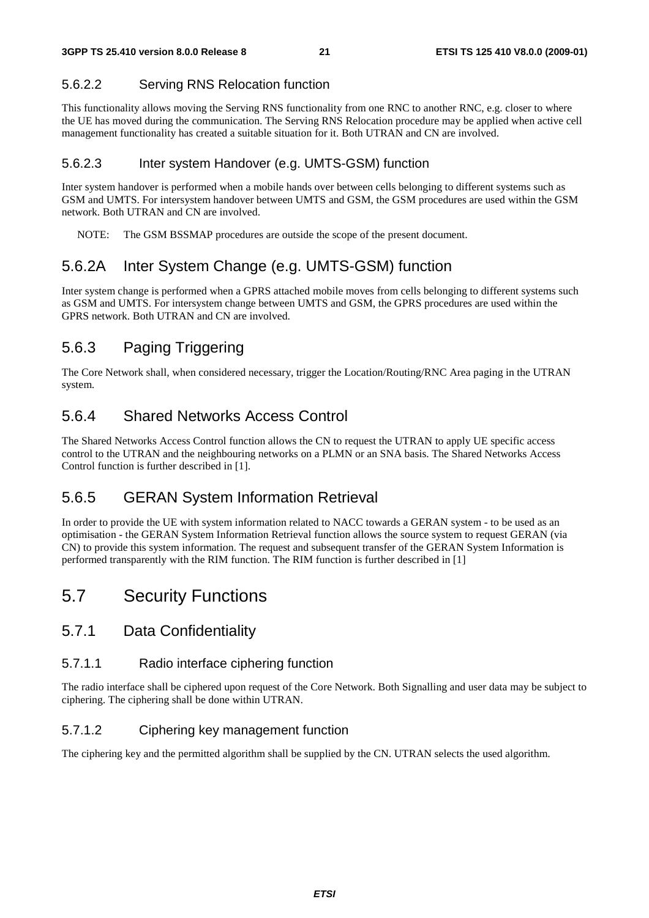#### 5.6.2.2 Serving RNS Relocation function

This functionality allows moving the Serving RNS functionality from one RNC to another RNC, e.g. closer to where the UE has moved during the communication. The Serving RNS Relocation procedure may be applied when active cell management functionality has created a suitable situation for it. Both UTRAN and CN are involved.

#### 5.6.2.3 Inter system Handover (e.g. UMTS-GSM) function

Inter system handover is performed when a mobile hands over between cells belonging to different systems such as GSM and UMTS. For intersystem handover between UMTS and GSM, the GSM procedures are used within the GSM network. Both UTRAN and CN are involved.

NOTE: The GSM BSSMAP procedures are outside the scope of the present document.

### 5.6.2A Inter System Change (e.g. UMTS-GSM) function

Inter system change is performed when a GPRS attached mobile moves from cells belonging to different systems such as GSM and UMTS. For intersystem change between UMTS and GSM, the GPRS procedures are used within the GPRS network. Both UTRAN and CN are involved.

### 5.6.3 Paging Triggering

The Core Network shall, when considered necessary, trigger the Location/Routing/RNC Area paging in the UTRAN system.

### 5.6.4 Shared Networks Access Control

The Shared Networks Access Control function allows the CN to request the UTRAN to apply UE specific access control to the UTRAN and the neighbouring networks on a PLMN or an SNA basis. The Shared Networks Access Control function is further described in [1].

### 5.6.5 GERAN System Information Retrieval

In order to provide the UE with system information related to NACC towards a GERAN system - to be used as an optimisation - the GERAN System Information Retrieval function allows the source system to request GERAN (via CN) to provide this system information. The request and subsequent transfer of the GERAN System Information is performed transparently with the RIM function. The RIM function is further described in [1]

## 5.7 Security Functions

### 5.7.1 Data Confidentiality

#### 5.7.1.1 Radio interface ciphering function

The radio interface shall be ciphered upon request of the Core Network. Both Signalling and user data may be subject to ciphering. The ciphering shall be done within UTRAN.

#### 5.7.1.2 Ciphering key management function

The ciphering key and the permitted algorithm shall be supplied by the CN. UTRAN selects the used algorithm.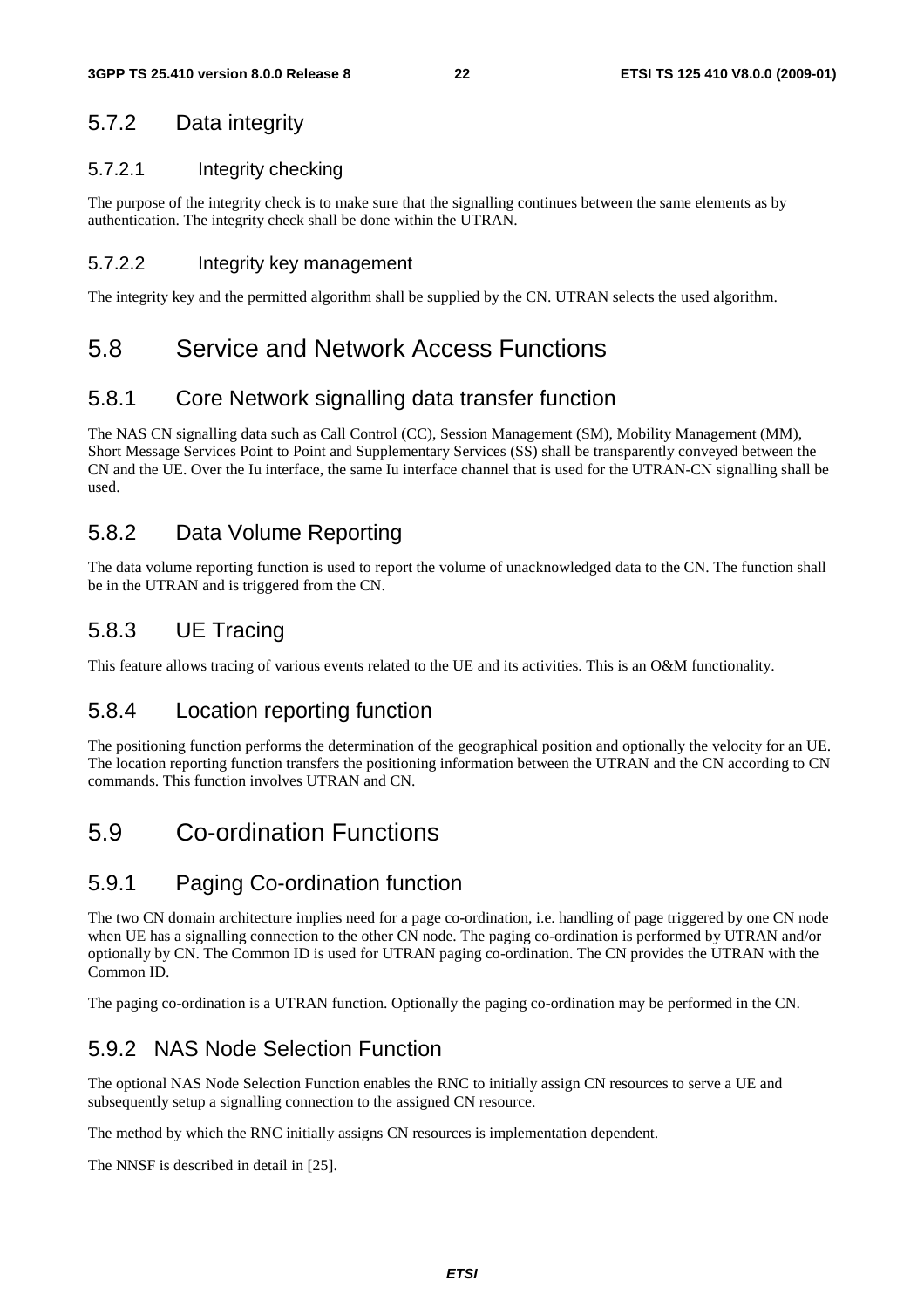### 5.7.2 Data integrity

#### 5.7.2.1 Integrity checking

The purpose of the integrity check is to make sure that the signalling continues between the same elements as by authentication. The integrity check shall be done within the UTRAN.

#### 5.7.2.2 Integrity key management

The integrity key and the permitted algorithm shall be supplied by the CN. UTRAN selects the used algorithm.

## 5.8 Service and Network Access Functions

### 5.8.1 Core Network signalling data transfer function

The NAS CN signalling data such as Call Control (CC), Session Management (SM), Mobility Management (MM), Short Message Services Point to Point and Supplementary Services (SS) shall be transparently conveyed between the CN and the UE. Over the Iu interface, the same Iu interface channel that is used for the UTRAN-CN signalling shall be used.

### 5.8.2 Data Volume Reporting

The data volume reporting function is used to report the volume of unacknowledged data to the CN. The function shall be in the UTRAN and is triggered from the CN.

### 5.8.3 UE Tracing

This feature allows tracing of various events related to the UE and its activities. This is an O&M functionality.

### 5.8.4 Location reporting function

The positioning function performs the determination of the geographical position and optionally the velocity for an UE. The location reporting function transfers the positioning information between the UTRAN and the CN according to CN commands. This function involves UTRAN and CN.

## 5.9 Co-ordination Functions

### 5.9.1 Paging Co-ordination function

The two CN domain architecture implies need for a page co-ordination, i.e. handling of page triggered by one CN node when UE has a signalling connection to the other CN node. The paging co-ordination is performed by UTRAN and/or optionally by CN. The Common ID is used for UTRAN paging co-ordination. The CN provides the UTRAN with the Common ID.

The paging co-ordination is a UTRAN function. Optionally the paging co-ordination may be performed in the CN.

### 5.9.2 NAS Node Selection Function

The optional NAS Node Selection Function enables the RNC to initially assign CN resources to serve a UE and subsequently setup a signalling connection to the assigned CN resource.

The method by which the RNC initially assigns CN resources is implementation dependent.

The NNSF is described in detail in [25].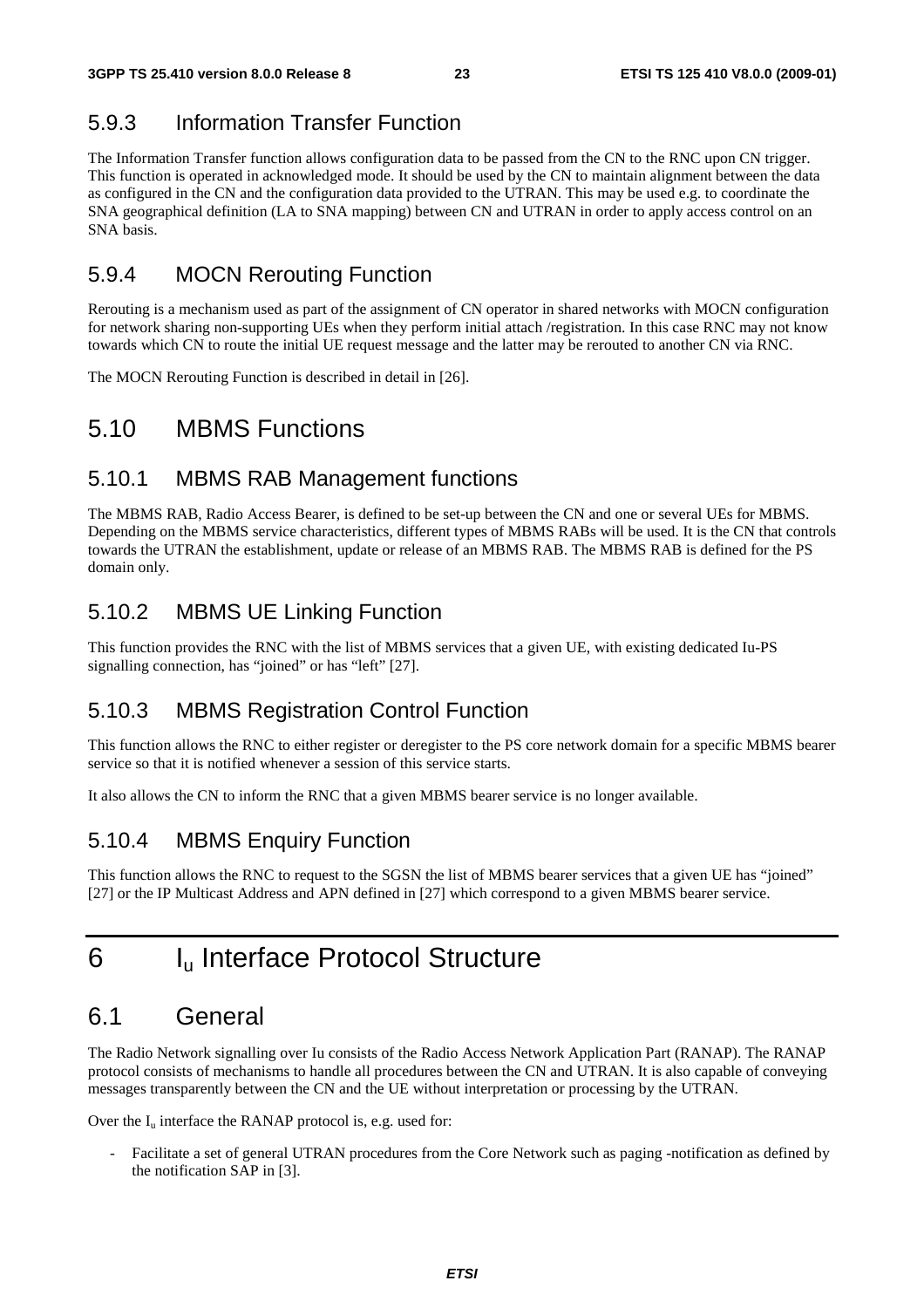### 5.9.3 Information Transfer Function

The Information Transfer function allows configuration data to be passed from the CN to the RNC upon CN trigger. This function is operated in acknowledged mode. It should be used by the CN to maintain alignment between the data as configured in the CN and the configuration data provided to the UTRAN. This may be used e.g. to coordinate the SNA geographical definition (LA to SNA mapping) between CN and UTRAN in order to apply access control on an SNA basis.

### 5.9.4 MOCN Rerouting Function

Rerouting is a mechanism used as part of the assignment of CN operator in shared networks with MOCN configuration for network sharing non-supporting UEs when they perform initial attach /registration. In this case RNC may not know towards which CN to route the initial UE request message and the latter may be rerouted to another CN via RNC.

The MOCN Rerouting Function is described in detail in [26].

## 5.10 MBMS Functions

### 5.10.1 MBMS RAB Management functions

The MBMS RAB, Radio Access Bearer, is defined to be set-up between the CN and one or several UEs for MBMS. Depending on the MBMS service characteristics, different types of MBMS RABs will be used. It is the CN that controls towards the UTRAN the establishment, update or release of an MBMS RAB. The MBMS RAB is defined for the PS domain only.

### 5.10.2 MBMS UE Linking Function

This function provides the RNC with the list of MBMS services that a given UE, with existing dedicated Iu-PS signalling connection, has "joined" or has "left" [27].

### 5.10.3 MBMS Registration Control Function

This function allows the RNC to either register or deregister to the PS core network domain for a specific MBMS bearer service so that it is notified whenever a session of this service starts.

It also allows the CN to inform the RNC that a given MBMS bearer service is no longer available.

### 5.10.4 MBMS Enquiry Function

This function allows the RNC to request to the SGSN the list of MBMS bearer services that a given UE has "joined" [27] or the IP Multicast Address and APN defined in [27] which correspond to a given MBMS bearer service.

# 6 $I_u$ Interface Protocol Structure

## 6.1 General

The Radio Network signalling over Iu consists of the Radio Access Network Application Part (RANAP). The RANAP protocol consists of mechanisms to handle all procedures between the CN and UTRAN. It is also capable of conveying messages transparently between the CN and the UE without interpretation or processing by the UTRAN.

Over the $I_u$ interface the RANAP protocol is, e.g. used for:

- Facilitate a set of general UTRAN procedures from the Core Network such as paging -notification as defined by the notification SAP in [3].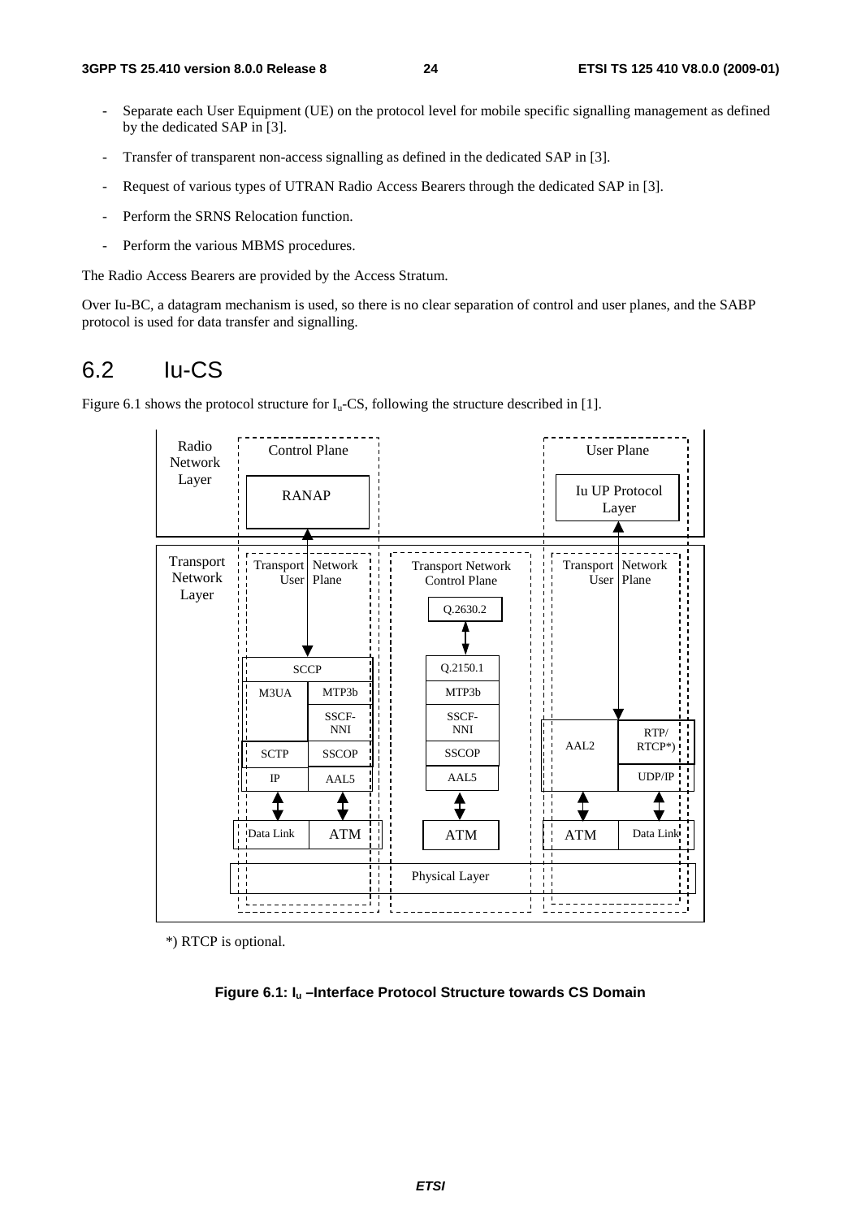- Separate each User Equipment (UE) on the protocol level for mobile specific signalling management as defined by the dedicated SAP in [3].
- Transfer of transparent non-access signalling as defined in the dedicated SAP in [3].
- Request of various types of UTRAN Radio Access Bearers through the dedicated SAP in [3].
- Perform the SRNS Relocation function.
- Perform the various MBMS procedures.

The Radio Access Bearers are provided by the Access Stratum.

Over Iu-BC, a datagram mechanism is used, so there is no clear separation of control and user planes, and the SABP protocol is used for data transfer and signalling.

## 6.2 Iu-CS

Figure 6.1 shows the protocol structure for $I_u$-CS, following the structure described in [1].

Radio Network Layer | Control Plane | User Plane
RANAP | Iu UP Protocol Layer

Transport Network Layer | Transport Network User Plane | Transport Network Control Plane | Transport Network User Plane

SCCP | Q.2630.2 | Q.2150.1
M3UA | MTP3b | MTP3b
SSCF-NNI | SSCF-NNI
SCTP | SSCOP | SSCOP | AAL2 | RTP/RTCP*)
IP | AAL5 | AAL5 | UDP/IP
Data Link | ATM | ATM | ATM | Data Link
Physical Layer

*) RTCP is optional.

**Figure 6.1: $I_u$ –Interface Protocol Structure towards CS Domain**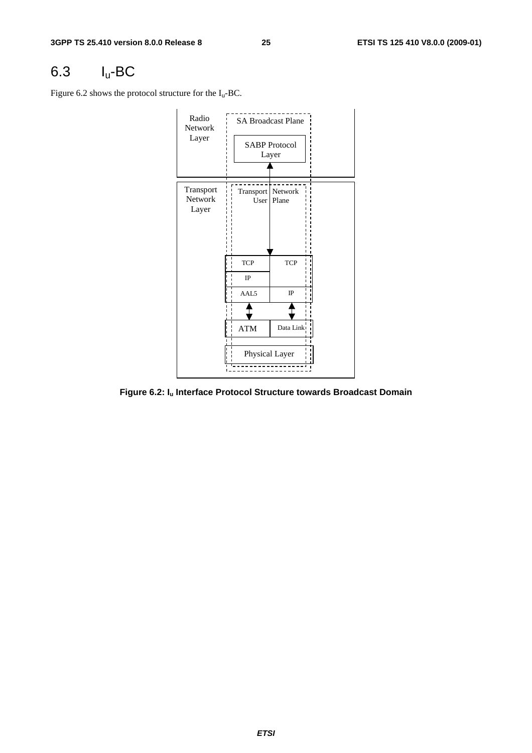## 6.3 $I_u$-BC

Figure 6.2 shows the protocol structure for the $I_u$-BC.

**Figure 6.2: $I_u$ Interface Protocol Structure towards Broadcast Domain**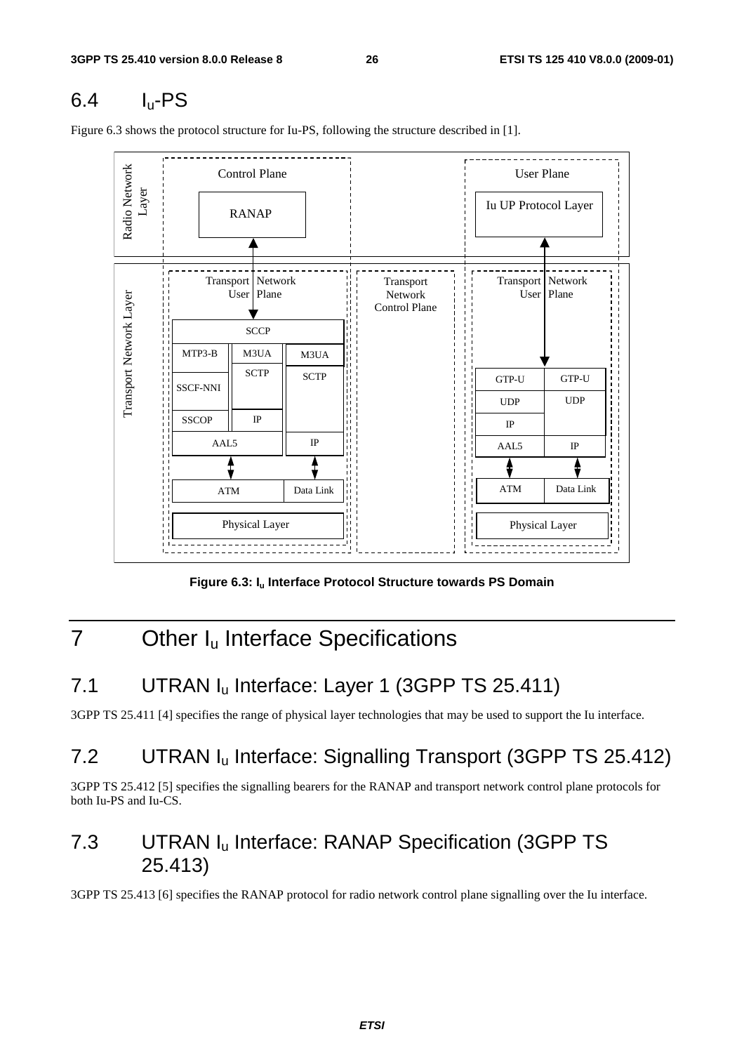## 6.4 $I_u$-PS

Figure 6.3 shows the protocol structure for Iu-PS, following the structure described in [1].

**Figure 6.3: $I_u$ Interface Protocol Structure towards PS Domain**

# 7 Other $I_u$ Interface Specifications

## 7.1 UTRAN $I_u$ Interface: Layer 1 (3GPP TS 25.411)

3GPP TS 25.411 [4] specifies the range of physical layer technologies that may be used to support the Iu interface.

## 7.2 UTRAN $I_u$ Interface: Signalling Transport (3GPP TS 25.412)

3GPP TS 25.412 [5] specifies the signalling bearers for the RANAP and transport network control plane protocols for both Iu-PS and Iu-CS.

## 7.3 UTRAN $I_u$ Interface: RANAP Specification (3GPP TS 25.413)

3GPP TS 25.413 [6] specifies the RANAP protocol for radio network control plane signalling over the Iu interface.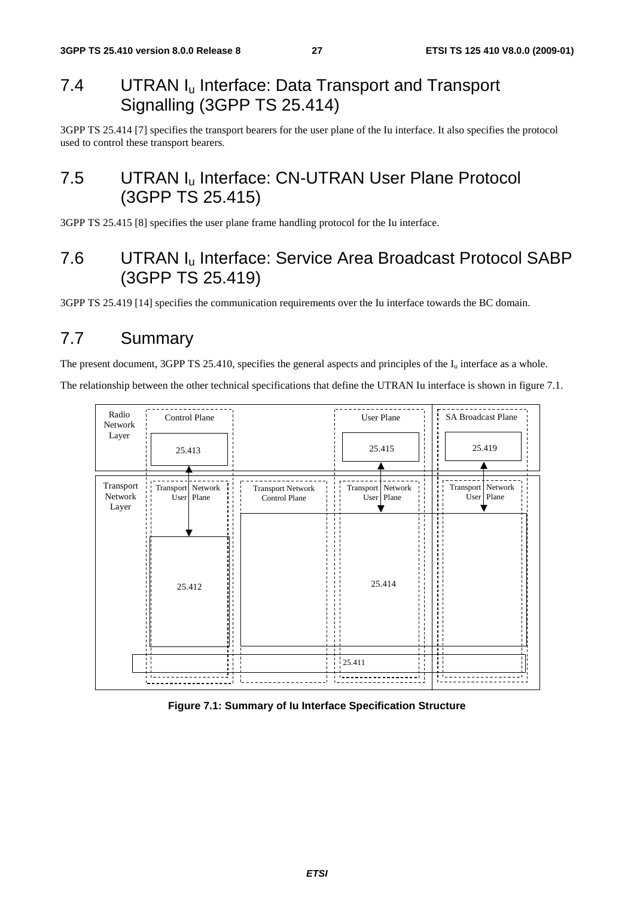## 7.4 UTRAN $I_u$ Interface: Data Transport and Transport Signalling (3GPP TS 25.414)

3GPP TS 25.414 [7] specifies the transport bearers for the user plane of the Iu interface. It also specifies the protocol used to control these transport bearers.

## 7.5 UTRAN $I_u$ Interface: CN-UTRAN User Plane Protocol (3GPP TS 25.415)

3GPP TS 25.415 [8] specifies the user plane frame handling protocol for the Iu interface.

## 7.6 UTRAN $I_u$ Interface: Service Area Broadcast Protocol SABP (3GPP TS 25.419)

3GPP TS 25.419 [14] specifies the communication requirements over the Iu interface towards the BC domain.

## 7.7 Summary

The present document, 3GPP TS 25.410, specifies the general aspects and principles of the $I_u$ interface as a whole.

The relationship between the other technical specifications that define the UTRAN Iu interface is shown in figure 7.1.

Radio Network Layer: Control Plane (25.413), User Plane (25.415), SA Broadcast Plane (25.419)

Transport Network Layer: Transport Network User Plane (25.412), Transport Network Control Plane, Transport Network User Plane (25.414), Transport Network User Plane; 25.411

**Figure 7.1: Summary of Iu Interface Specification Structure**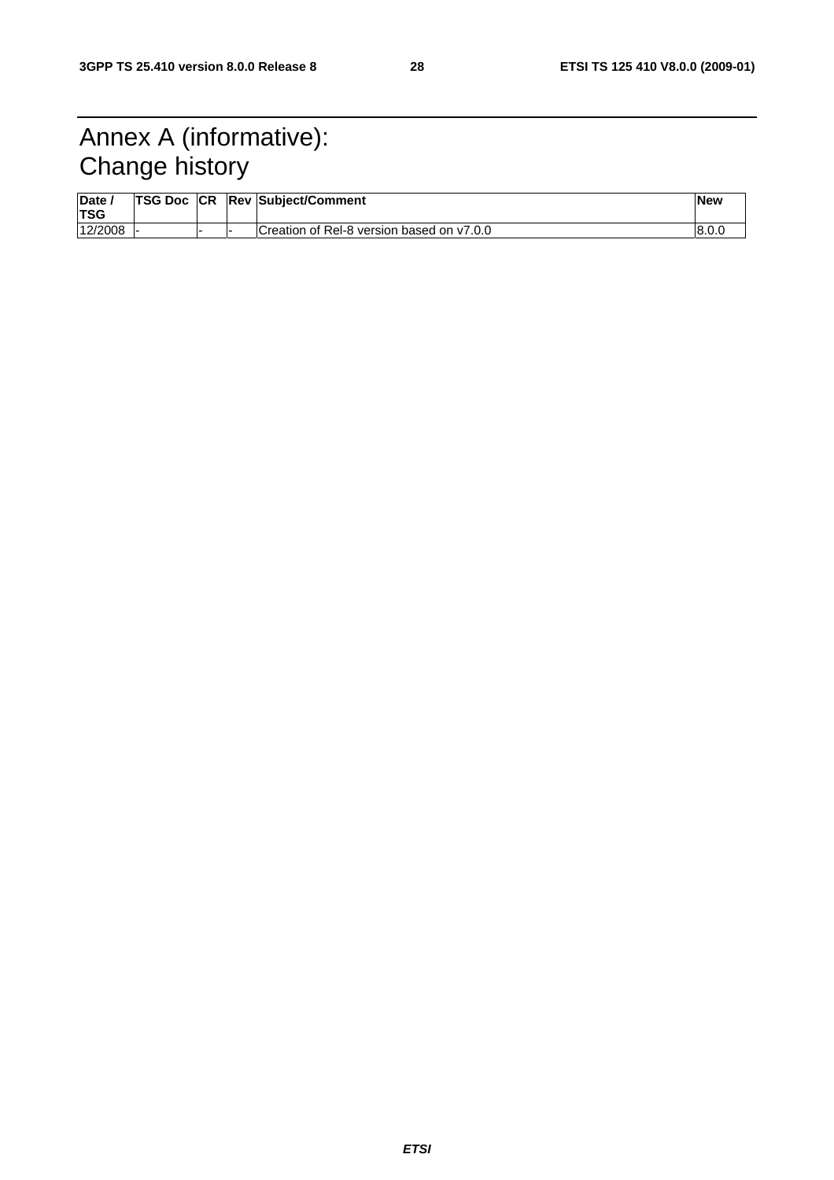# Annex A (informative): Change history

| Date / TSG | TSG Doc | CR | Rev | Subject/Comment | New |
|---|---|---|---|---|---|
| 12/2008 | - | - | - | Creation of Rel-8 version based on v7.0.0 | 8.0.0 |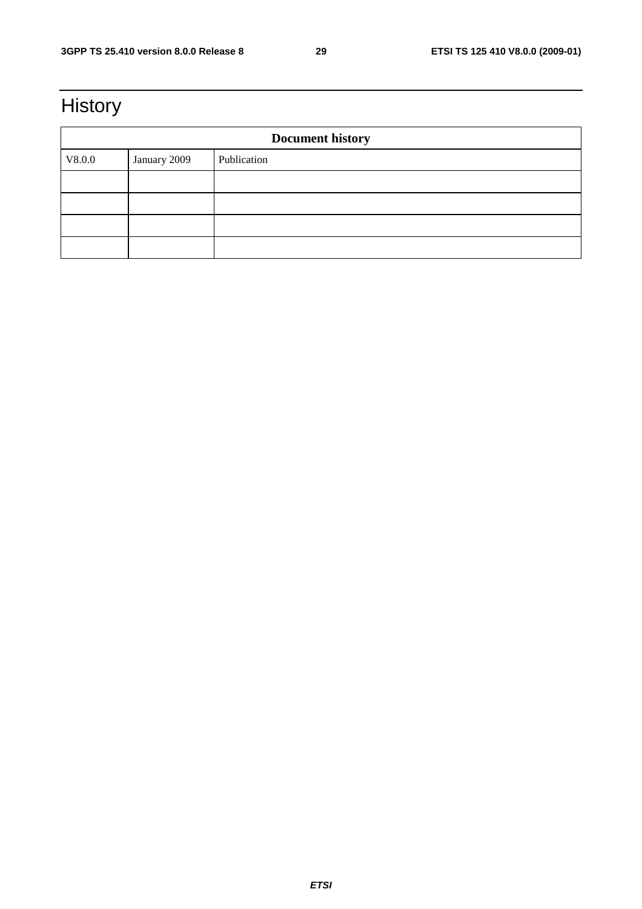# History

| Document history | | |
|---|---|---|
| V8.0.0 | January 2009 | Publication |
| | | |
| | | |
| | | |
| | | |